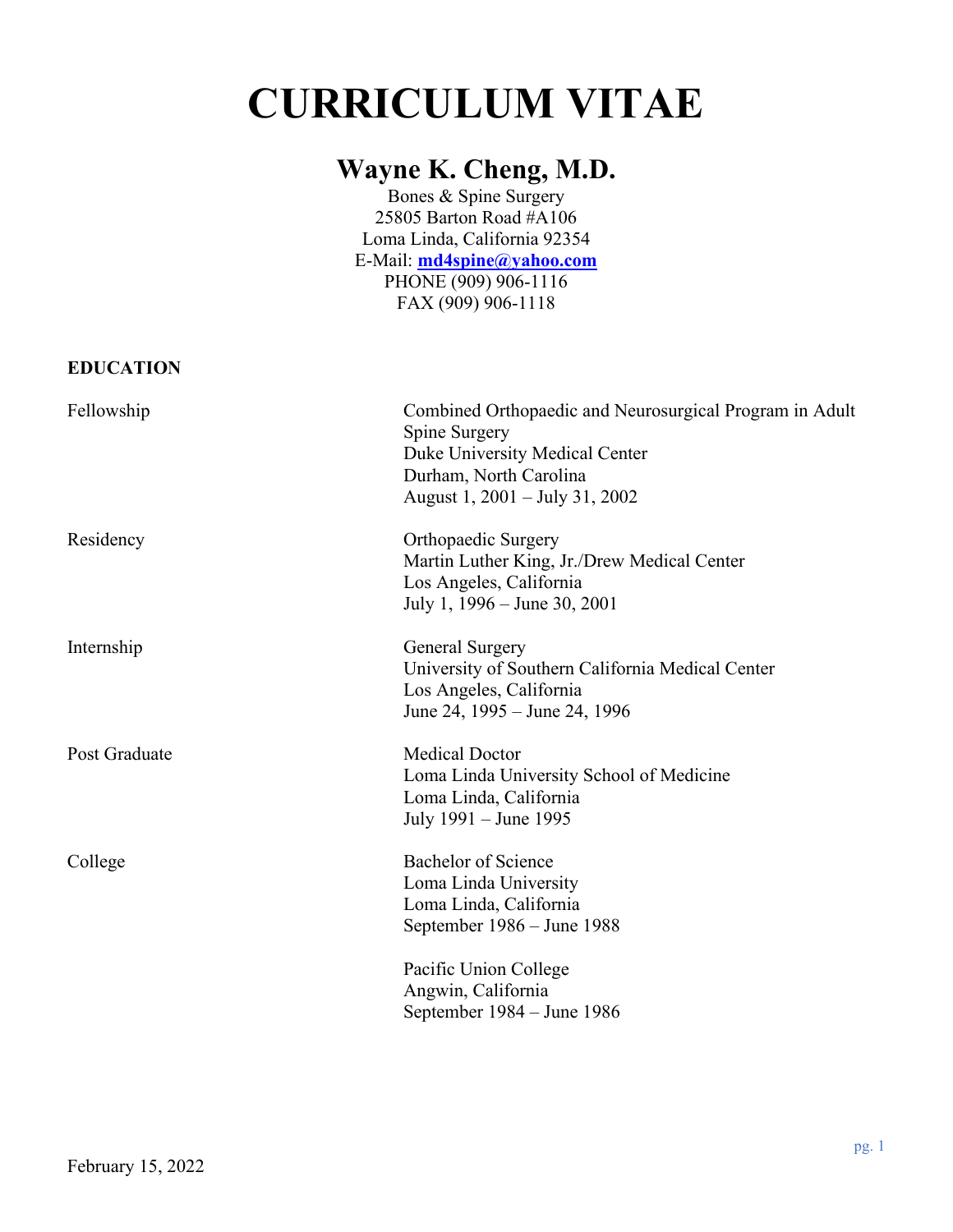# CURRICULUM VITAE

## Wayne K. Cheng, M.D.

Bones & Spine Surgery
25805 Barton Road #A106
Loma Linda, California 92354
E-Mail: **md4spine@yahoo.com**
PHONE (909) 906-1116
FAX (909) 906-1118

### EDUCATION

| | |
|---|---|
| Fellowship | Combined Orthopaedic and Neurosurgical Program in Adult Spine Surgery<br>Duke University Medical Center<br>Durham, North Carolina<br>August 1, 2001 – July 31, 2002 |
| Residency | Orthopaedic Surgery<br>Martin Luther King, Jr./Drew Medical Center<br>Los Angeles, California<br>July 1, 1996 – June 30, 2001 |
| Internship | General Surgery<br>University of Southern California Medical Center<br>Los Angeles, California<br>June 24, 1995 – June 24, 1996 |
| Post Graduate | Medical Doctor<br>Loma Linda University School of Medicine<br>Loma Linda, California<br>July 1991 – June 1995 |
| College | Bachelor of Science<br>Loma Linda University<br>Loma Linda, California<br>September 1986 – June 1988 |
| | Pacific Union College<br>Angwin, California<br>September 1984 – June 1986 |

February 15, 2022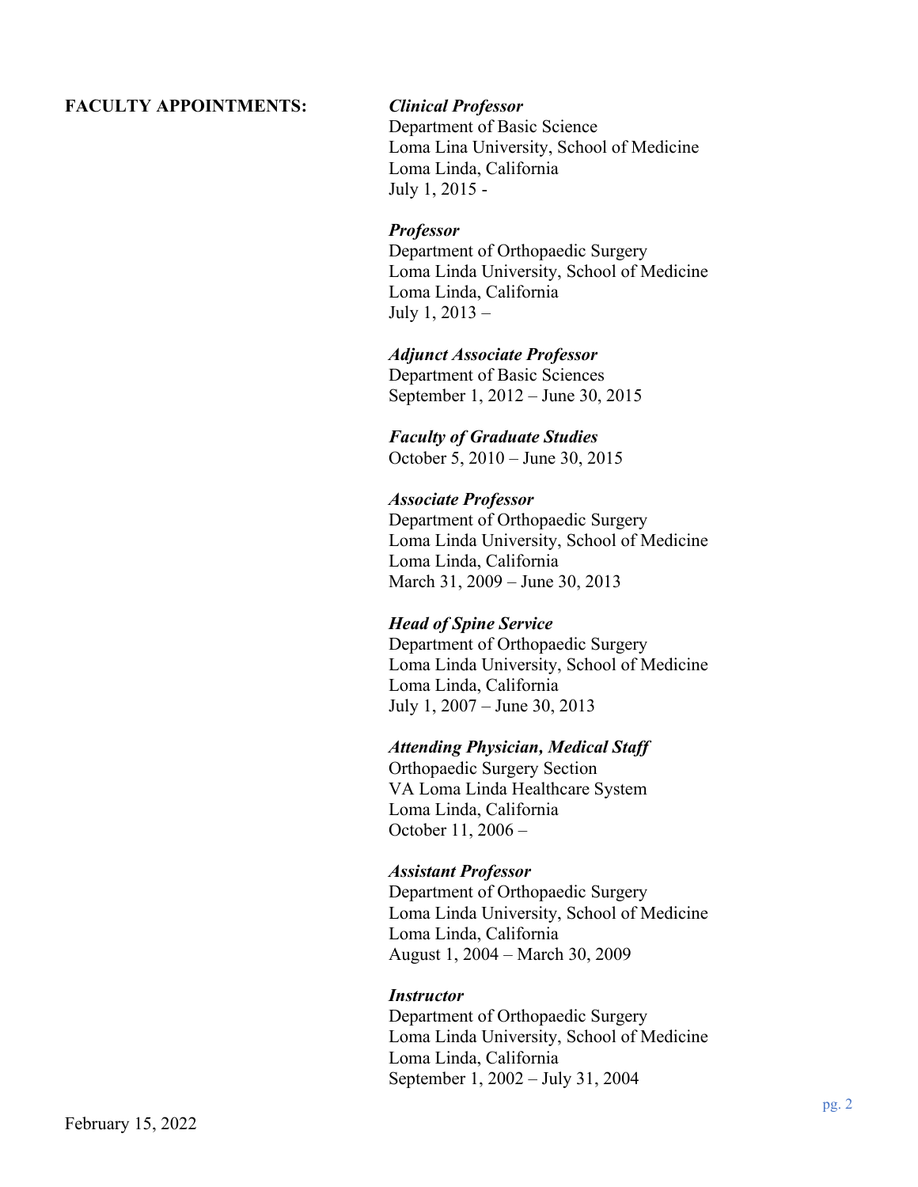**FACULTY APPOINTMENTS:**

***Clinical Professor***
Department of Basic Science
Loma Lina University, School of Medicine
Loma Linda, California
July 1, 2015 -

***Professor***
Department of Orthopaedic Surgery
Loma Linda University, School of Medicine
Loma Linda, California
July 1, 2013 –

***Adjunct Associate Professor***
Department of Basic Sciences
September 1, 2012 – June 30, 2015

***Faculty of Graduate Studies***
October 5, 2010 – June 30, 2015

***Associate Professor***
Department of Orthopaedic Surgery
Loma Linda University, School of Medicine
Loma Linda, California
March 31, 2009 – June 30, 2013

***Head of Spine Service***
Department of Orthopaedic Surgery
Loma Linda University, School of Medicine
Loma Linda, California
July 1, 2007 – June 30, 2013

***Attending Physician, Medical Staff***
Orthopaedic Surgery Section
VA Loma Linda Healthcare System
Loma Linda, California
October 11, 2006 –

***Assistant Professor***
Department of Orthopaedic Surgery
Loma Linda University, School of Medicine
Loma Linda, California
August 1, 2004 – March 30, 2009

***Instructor***
Department of Orthopaedic Surgery
Loma Linda University, School of Medicine
Loma Linda, California
September 1, 2002 – July 31, 2004

February 15, 2022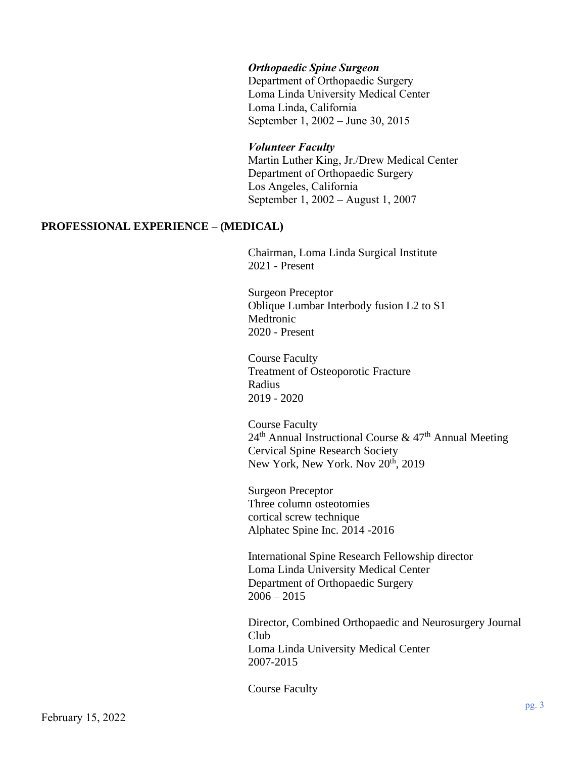***Orthopaedic Spine Surgeon***
Department of Orthopaedic Surgery
Loma Linda University Medical Center
Loma Linda, California
September 1, 2002 – June 30, 2015

***Volunteer Faculty***
Martin Luther King, Jr./Drew Medical Center
Department of Orthopaedic Surgery
Los Angeles, California
September 1, 2002 – August 1, 2007

**PROFESSIONAL EXPERIENCE – (MEDICAL)**

Chairman, Loma Linda Surgical Institute
2021 - Present

Surgeon Preceptor
Oblique Lumbar Interbody fusion L2 to S1
Medtronic
2020 - Present

Course Faculty
Treatment of Osteoporotic Fracture
Radius
2019 - 2020

Course Faculty
24th Annual Instructional Course & 47th Annual Meeting
Cervical Spine Research Society
New York, New York. Nov 20th, 2019

Surgeon Preceptor
Three column osteotomies
cortical screw technique
Alphatec Spine Inc. 2014 -2016

International Spine Research Fellowship director
Loma Linda University Medical Center
Department of Orthopaedic Surgery
2006 – 2015

Director, Combined Orthopaedic and Neurosurgery Journal Club
Loma Linda University Medical Center
2007-2015

Course Faculty

February 15, 2022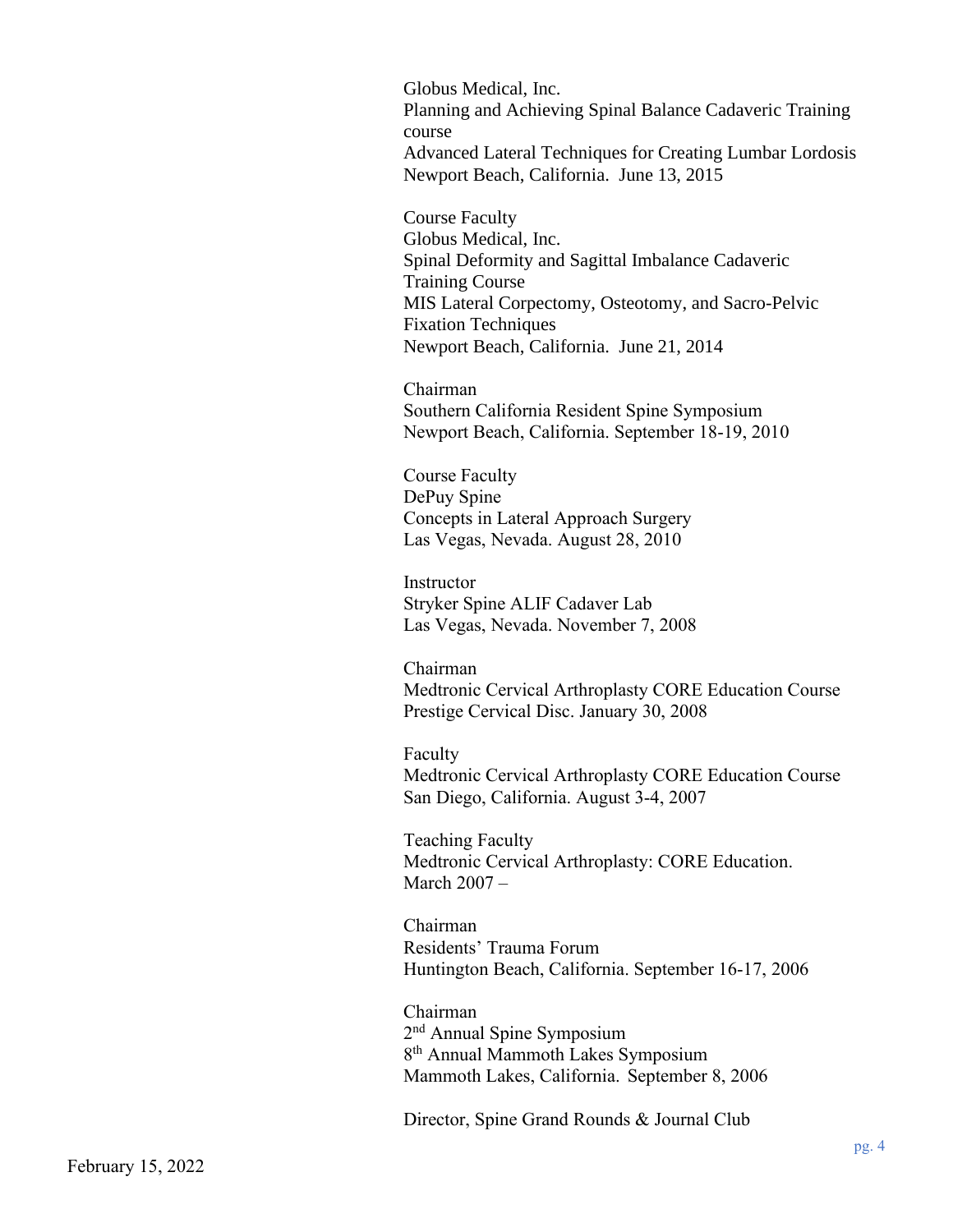Globus Medical, Inc.
Planning and Achieving Spinal Balance Cadaveric Training course
Advanced Lateral Techniques for Creating Lumbar Lordosis
Newport Beach, California. June 13, 2015

Course Faculty
Globus Medical, Inc.
Spinal Deformity and Sagittal Imbalance Cadaveric Training Course
MIS Lateral Corpectomy, Osteotomy, and Sacro-Pelvic Fixation Techniques
Newport Beach, California. June 21, 2014

Chairman
Southern California Resident Spine Symposium
Newport Beach, California. September 18-19, 2010

Course Faculty
DePuy Spine
Concepts in Lateral Approach Surgery
Las Vegas, Nevada. August 28, 2010

Instructor
Stryker Spine ALIF Cadaver Lab
Las Vegas, Nevada. November 7, 2008

Chairman
Medtronic Cervical Arthroplasty CORE Education Course
Prestige Cervical Disc. January 30, 2008

Faculty
Medtronic Cervical Arthroplasty CORE Education Course
San Diego, California. August 3-4, 2007

Teaching Faculty
Medtronic Cervical Arthroplasty: CORE Education.
March 2007 –

Chairman
Residents' Trauma Forum
Huntington Beach, California. September 16-17, 2006

Chairman
2nd Annual Spine Symposium
8th Annual Mammoth Lakes Symposium
Mammoth Lakes, California. September 8, 2006

Director, Spine Grand Rounds & Journal Club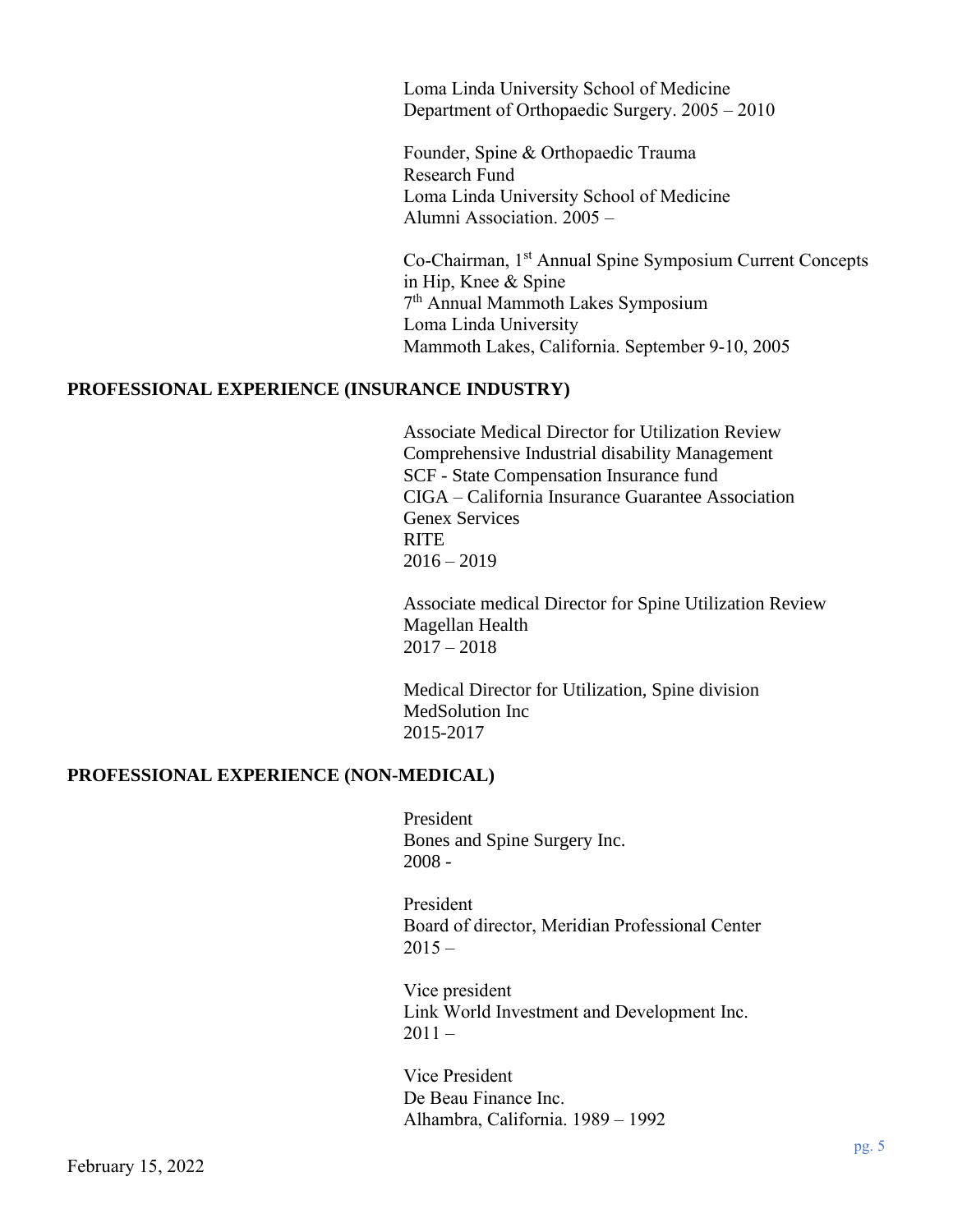Loma Linda University School of Medicine
Department of Orthopaedic Surgery. 2005 – 2010

Founder, Spine & Orthopaedic Trauma
Research Fund
Loma Linda University School of Medicine
Alumni Association. 2005 –

Co-Chairman, 1st Annual Spine Symposium Current Concepts in Hip, Knee & Spine
7th Annual Mammoth Lakes Symposium
Loma Linda University
Mammoth Lakes, California. September 9-10, 2005

## PROFESSIONAL EXPERIENCE (INSURANCE INDUSTRY)

Associate Medical Director for Utilization Review
Comprehensive Industrial disability Management
SCF - State Compensation Insurance fund
CIGA – California Insurance Guarantee Association
Genex Services
RITE
2016 – 2019

Associate medical Director for Spine Utilization Review
Magellan Health
2017 – 2018

Medical Director for Utilization, Spine division
MedSolution Inc
2015-2017

## PROFESSIONAL EXPERIENCE (NON-MEDICAL)

President
Bones and Spine Surgery Inc.
2008 -

President
Board of director, Meridian Professional Center
2015 –

Vice president
Link World Investment and Development Inc.
2011 –

Vice President
De Beau Finance Inc.
Alhambra, California. 1989 – 1992

February 15, 2022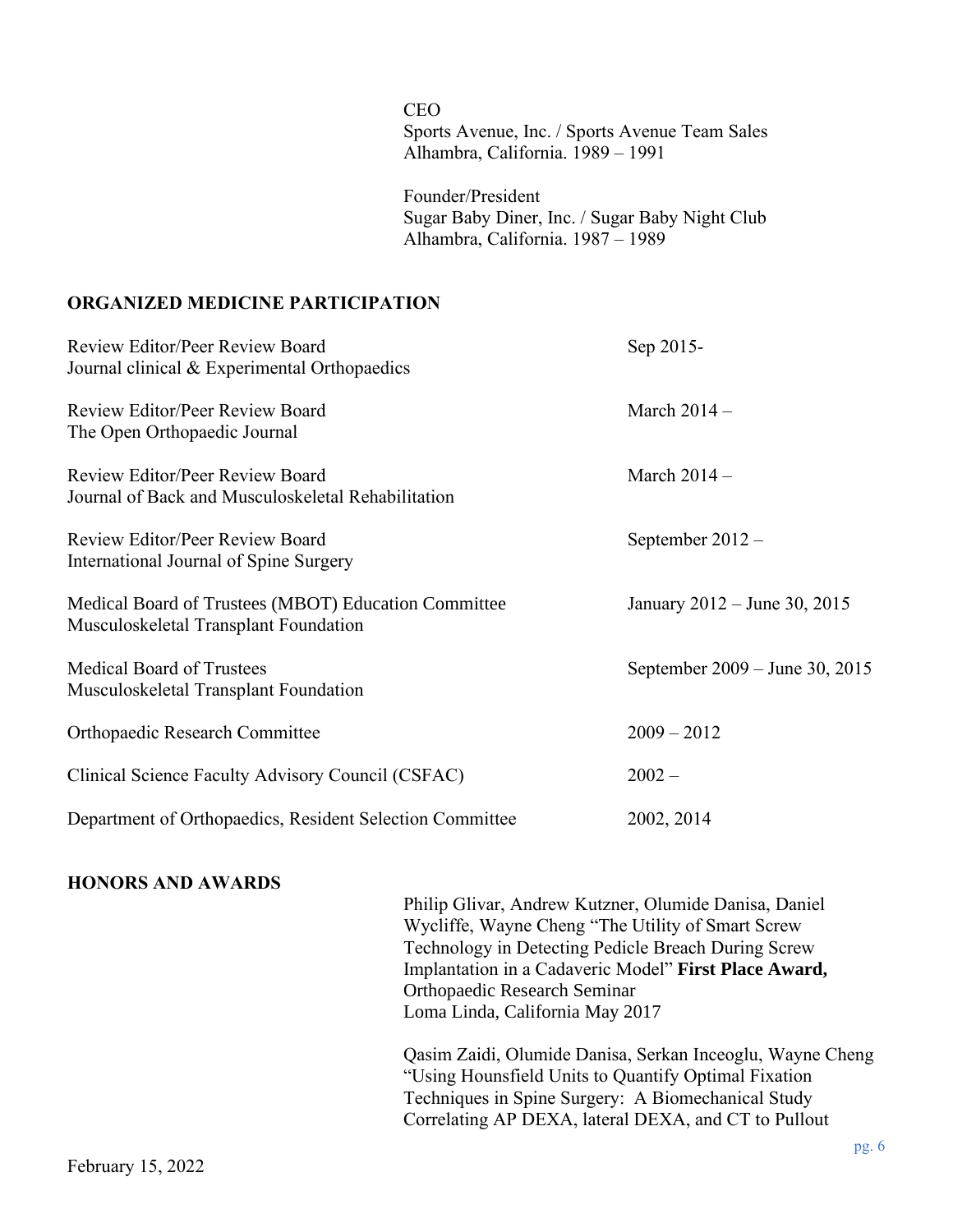CEO
Sports Avenue, Inc. / Sports Avenue Team Sales
Alhambra, California. 1989 – 1991

Founder/President
Sugar Baby Diner, Inc. / Sugar Baby Night Club
Alhambra, California. 1987 – 1989

## ORGANIZED MEDICINE PARTICIPATION

| | |
|---|---|
| Review Editor/Peer Review Board<br>Journal clinical & Experimental Orthopaedics | Sep 2015- |
| Review Editor/Peer Review Board<br>The Open Orthopaedic Journal | March 2014 – |
| Review Editor/Peer Review Board<br>Journal of Back and Musculoskeletal Rehabilitation | March 2014 – |
| Review Editor/Peer Review Board<br>International Journal of Spine Surgery | September 2012 – |
| Medical Board of Trustees (MBOT) Education Committee<br>Musculoskeletal Transplant Foundation | January 2012 – June 30, 2015 |
| Medical Board of Trustees<br>Musculoskeletal Transplant Foundation | September 2009 – June 30, 2015 |
| Orthopaedic Research Committee | 2009 – 2012 |
| Clinical Science Faculty Advisory Council (CSFAC) | 2002 – |
| Department of Orthopaedics, Resident Selection Committee | 2002, 2014 |

## HONORS AND AWARDS

Philip Glivar, Andrew Kutzner, Olumide Danisa, Daniel Wycliffe, Wayne Cheng "The Utility of Smart Screw Technology in Detecting Pedicle Breach During Screw Implantation in a Cadaveric Model" **First Place Award,** Orthopaedic Research Seminar
Loma Linda, California May 2017

Qasim Zaidi, Olumide Danisa, Serkan Inceoglu, Wayne Cheng "Using Hounsfield Units to Quantify Optimal Fixation Techniques in Spine Surgery: A Biomechanical Study Correlating AP DEXA, lateral DEXA, and CT to Pullout

February 15, 2022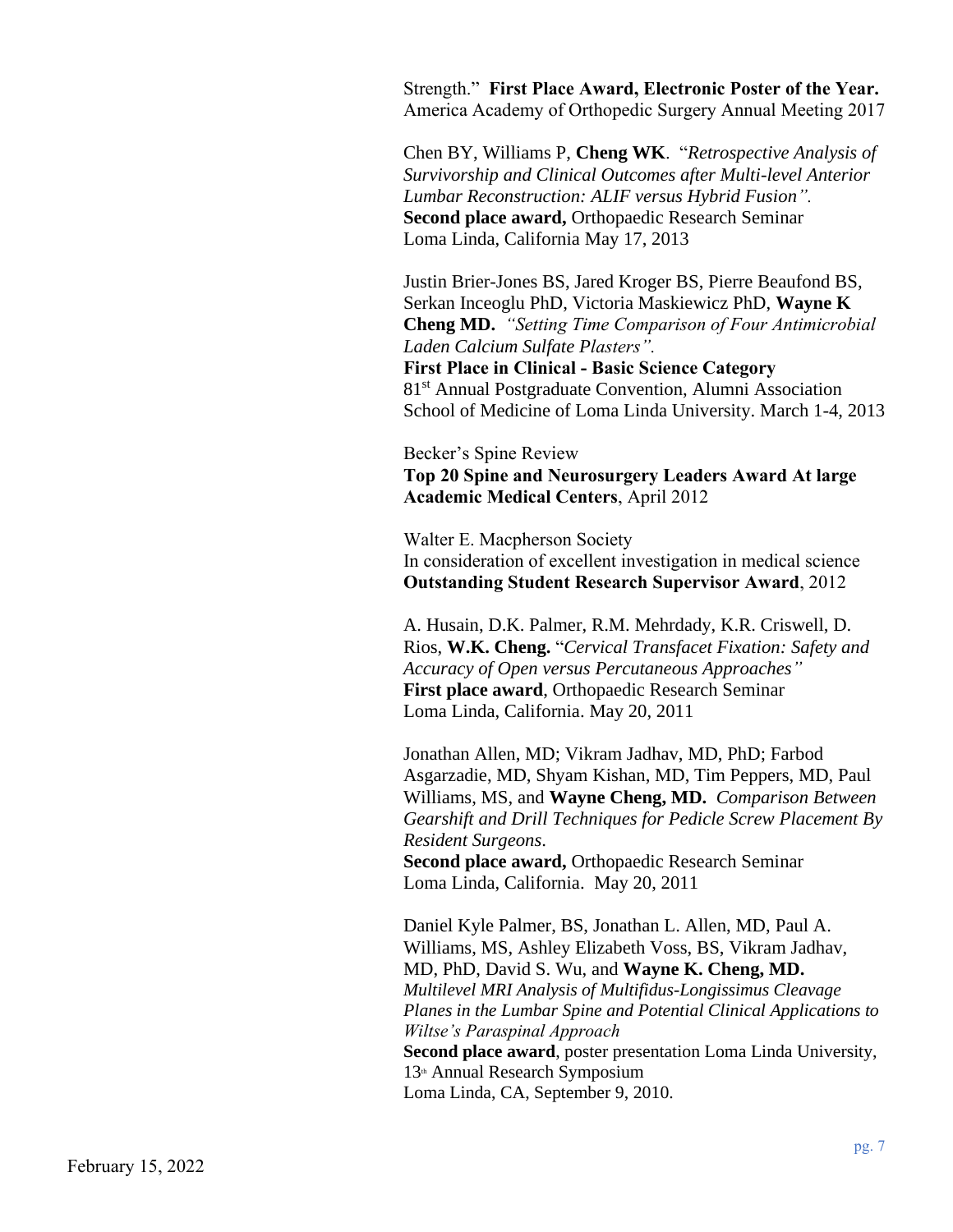Strength." **First Place Award, Electronic Poster of the Year.** America Academy of Orthopedic Surgery Annual Meeting 2017

Chen BY, Williams P, **Cheng WK**. "*Retrospective Analysis of Survivorship and Clinical Outcomes after Multi-level Anterior Lumbar Reconstruction: ALIF versus Hybrid Fusion".*
**Second place award,** Orthopaedic Research Seminar
Loma Linda, California May 17, 2013

Justin Brier-Jones BS, Jared Kroger BS, Pierre Beaufond BS, Serkan Inceoglu PhD, Victoria Maskiewicz PhD, **Wayne K Cheng MD.** *"Setting Time Comparison of Four Antimicrobial Laden Calcium Sulfate Plasters".*
**First Place in Clinical - Basic Science Category**
81st Annual Postgraduate Convention, Alumni Association School of Medicine of Loma Linda University. March 1-4, 2013

Becker's Spine Review
**Top 20 Spine and Neurosurgery Leaders Award At large Academic Medical Centers**, April 2012

Walter E. Macpherson Society
In consideration of excellent investigation in medical science
**Outstanding Student Research Supervisor Award**, 2012

A. Husain, D.K. Palmer, R.M. Mehrdady, K.R. Criswell, D. Rios, **W.K. Cheng.** "*Cervical Transfacet Fixation: Safety and Accuracy of Open versus Percutaneous Approaches"*
**First place award**, Orthopaedic Research Seminar
Loma Linda, California. May 20, 2011

Jonathan Allen, MD; Vikram Jadhav, MD, PhD; Farbod Asgarzadie, MD, Shyam Kishan, MD, Tim Peppers, MD, Paul Williams, MS, and **Wayne Cheng, MD.** *Comparison Between Gearshift and Drill Techniques for Pedicle Screw Placement By Resident Surgeons.*
**Second place award,** Orthopaedic Research Seminar
Loma Linda, California. May 20, 2011

Daniel Kyle Palmer, BS, Jonathan L. Allen, MD, Paul A. Williams, MS, Ashley Elizabeth Voss, BS, Vikram Jadhav, MD, PhD, David S. Wu, and **Wayne K. Cheng, MD.** *Multilevel MRI Analysis of Multifidus-Longissimus Cleavage Planes in the Lumbar Spine and Potential Clinical Applications to Wiltse's Paraspinal Approach*
**Second place award**, poster presentation Loma Linda University, 13th Annual Research Symposium
Loma Linda, CA, September 9, 2010.

February 15, 2022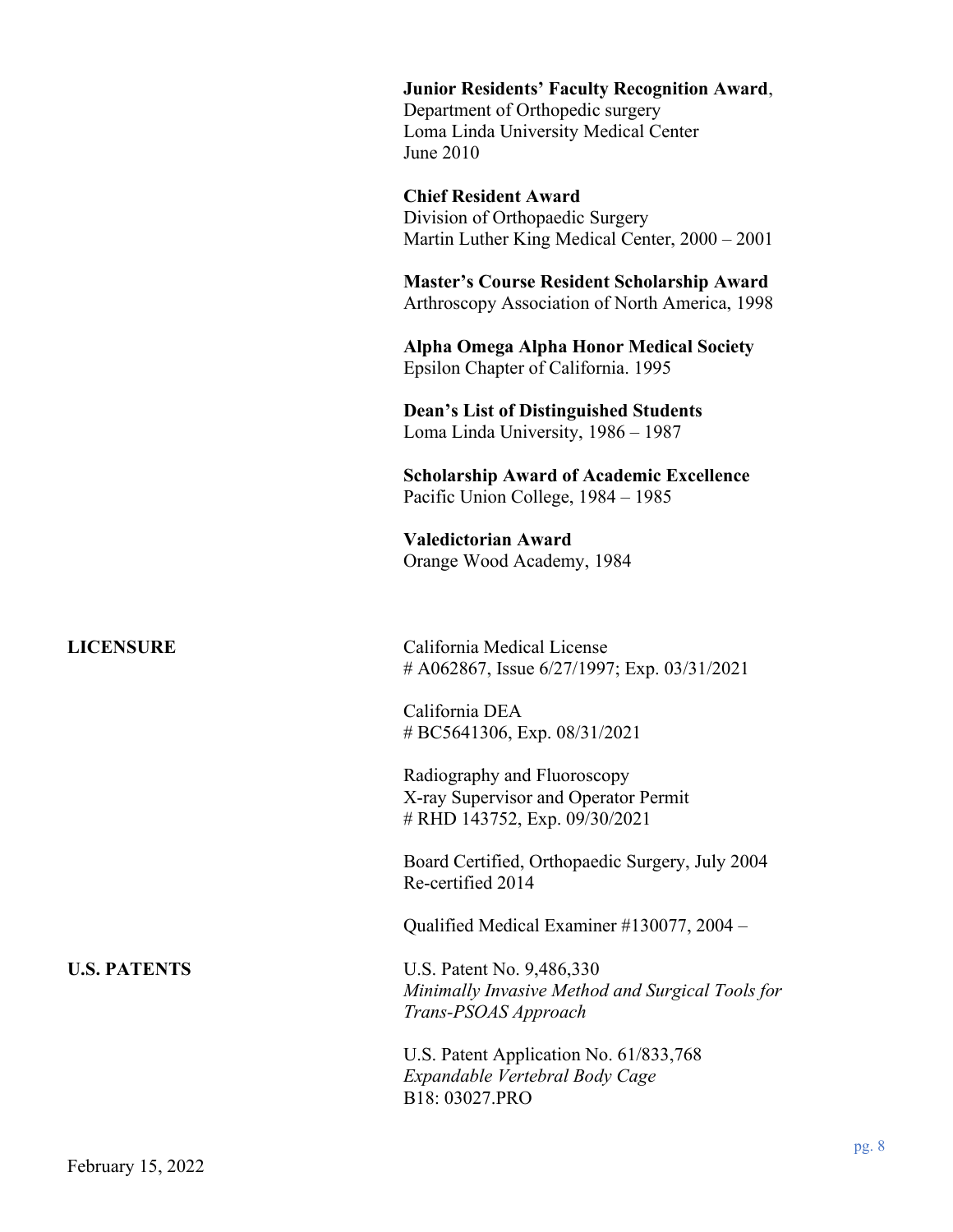**Junior Residents' Faculty Recognition Award**,
Department of Orthopedic surgery
Loma Linda University Medical Center
June 2010

**Chief Resident Award**
Division of Orthopaedic Surgery
Martin Luther King Medical Center, 2000 – 2001

**Master's Course Resident Scholarship Award**
Arthroscopy Association of North America, 1998

**Alpha Omega Alpha Honor Medical Society**
Epsilon Chapter of California. 1995

**Dean's List of Distinguished Students**
Loma Linda University, 1986 – 1987

**Scholarship Award of Academic Excellence**
Pacific Union College, 1984 – 1985

**Valedictorian Award**
Orange Wood Academy, 1984

**LICENSURE**

California Medical License
# A062867, Issue 6/27/1997; Exp. 03/31/2021

California DEA
# BC5641306, Exp. 08/31/2021

Radiography and Fluoroscopy
X-ray Supervisor and Operator Permit
# RHD 143752, Exp. 09/30/2021

Board Certified, Orthopaedic Surgery, July 2004
Re-certified 2014

Qualified Medical Examiner #130077, 2004 –

**U.S. PATENTS**

U.S. Patent No. 9,486,330
*Minimally Invasive Method and Surgical Tools for Trans-PSOAS Approach*

U.S. Patent Application No. 61/833,768
*Expandable Vertebral Body Cage*
B18: 03027.PRO

February 15, 2022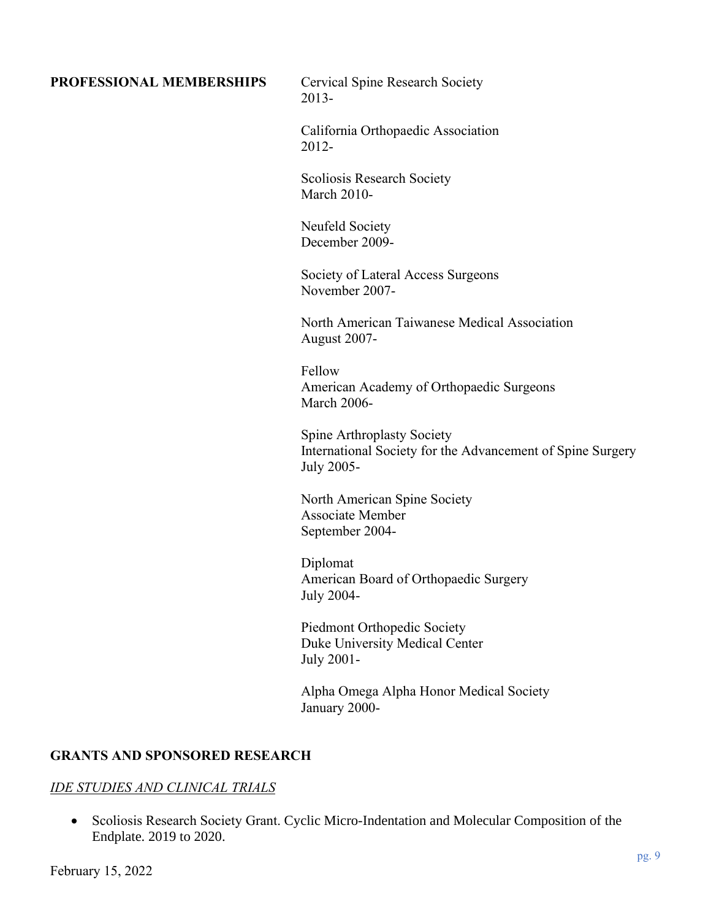**PROFESSIONAL MEMBERSHIPS**

Cervical Spine Research Society
2013-

California Orthopaedic Association
2012-

Scoliosis Research Society
March 2010-

Neufeld Society
December 2009-

Society of Lateral Access Surgeons
November 2007-

North American Taiwanese Medical Association
August 2007-

Fellow
American Academy of Orthopaedic Surgeons
March 2006-

Spine Arthroplasty Society
International Society for the Advancement of Spine Surgery
July 2005-

North American Spine Society
Associate Member
September 2004-

Diplomat
American Board of Orthopaedic Surgery
July 2004-

Piedmont Orthopedic Society
Duke University Medical Center
July 2001-

Alpha Omega Alpha Honor Medical Society
January 2000-

## GRANTS AND SPONSORED RESEARCH

*IDE STUDIES AND CLINICAL TRIALS*

- Scoliosis Research Society Grant. Cyclic Micro-Indentation and Molecular Composition of the Endplate. 2019 to 2020.

February 15, 2022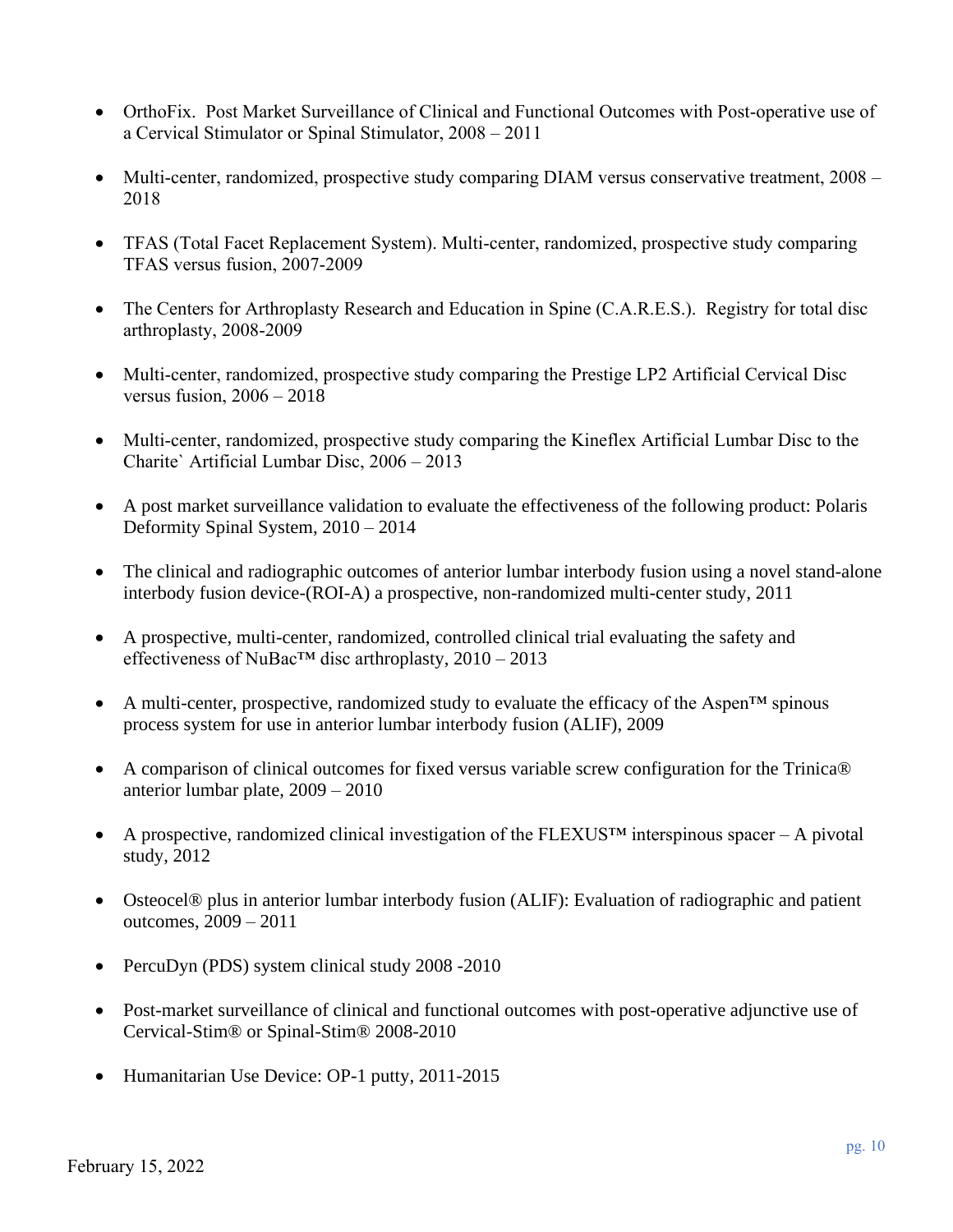- OrthoFix. Post Market Surveillance of Clinical and Functional Outcomes with Post-operative use of a Cervical Stimulator or Spinal Stimulator, 2008 – 2011

- Multi-center, randomized, prospective study comparing DIAM versus conservative treatment, 2008 – 2018

- TFAS (Total Facet Replacement System). Multi-center, randomized, prospective study comparing TFAS versus fusion, 2007-2009

- The Centers for Arthroplasty Research and Education in Spine (C.A.R.E.S.). Registry for total disc arthroplasty, 2008-2009

- Multi-center, randomized, prospective study comparing the Prestige LP2 Artificial Cervical Disc versus fusion, 2006 – 2018

- Multi-center, randomized, prospective study comparing the Kineflex Artificial Lumbar Disc to the Charite` Artificial Lumbar Disc, 2006 – 2013

- A post market surveillance validation to evaluate the effectiveness of the following product: Polaris Deformity Spinal System, 2010 – 2014

- The clinical and radiographic outcomes of anterior lumbar interbody fusion using a novel stand-alone interbody fusion device-(ROI-A) a prospective, non-randomized multi-center study, 2011

- A prospective, multi-center, randomized, controlled clinical trial evaluating the safety and effectiveness of NuBac™ disc arthroplasty, 2010 – 2013

- A multi-center, prospective, randomized study to evaluate the efficacy of the Aspen™ spinous process system for use in anterior lumbar interbody fusion (ALIF), 2009

- A comparison of clinical outcomes for fixed versus variable screw configuration for the Trinica® anterior lumbar plate, 2009 – 2010

- A prospective, randomized clinical investigation of the FLEXUS™ interspinous spacer – A pivotal study, 2012

- Osteocel® plus in anterior lumbar interbody fusion (ALIF): Evaluation of radiographic and patient outcomes, 2009 – 2011

- PercuDyn (PDS) system clinical study 2008 -2010

- Post-market surveillance of clinical and functional outcomes with post-operative adjunctive use of Cervical-Stim® or Spinal-Stim® 2008-2010

- Humanitarian Use Device: OP-1 putty, 2011-2015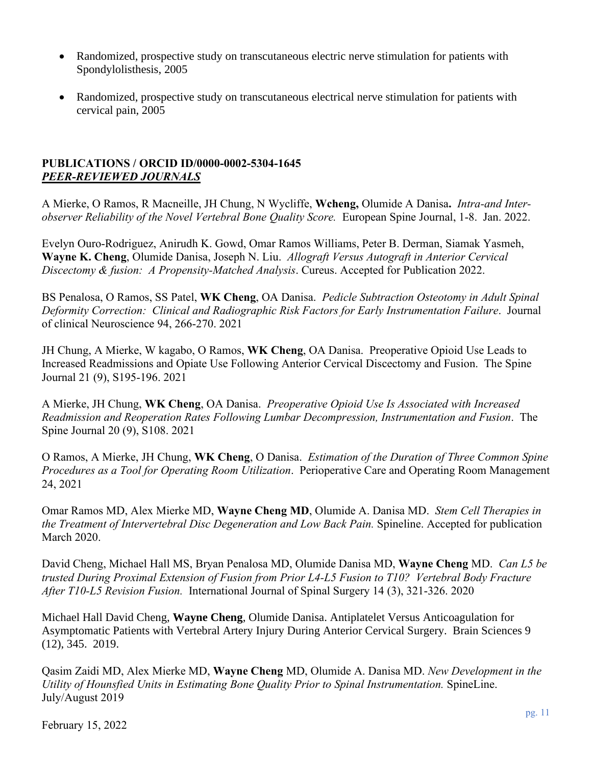- Randomized, prospective study on transcutaneous electric nerve stimulation for patients with Spondylolisthesis, 2005

- Randomized, prospective study on transcutaneous electrical nerve stimulation for patients with cervical pain, 2005

**PUBLICATIONS / ORCID ID/0000-0002-5304-1645**
***PEER-REVIEWED JOURNALS***

A Mierke, O Ramos, R Macneille, JH Chung, N Wycliffe, **Wcheng,** Olumide A Danisa**.** *Intra-and Inter-observer Reliability of the Novel Vertebral Bone Quality Score.* European Spine Journal, 1-8. Jan. 2022.

Evelyn Ouro-Rodriguez, Anirudh K. Gowd, Omar Ramos Williams, Peter B. Derman, Siamak Yasmeh, **Wayne K. Cheng**, Olumide Danisa, Joseph N. Liu. *Allograft Versus Autograft in Anterior Cervical Discectomy & fusion: A Propensity-Matched Analysis*. Cureus. Accepted for Publication 2022.

BS Penalosa, O Ramos, SS Patel, **WK Cheng**, OA Danisa. *Pedicle Subtraction Osteotomy in Adult Spinal Deformity Correction: Clinical and Radiographic Risk Factors for Early Instrumentation Failure*. Journal of clinical Neuroscience 94, 266-270. 2021

JH Chung, A Mierke, W kagabo, O Ramos, **WK Cheng**, OA Danisa. Preoperative Opioid Use Leads to Increased Readmissions and Opiate Use Following Anterior Cervical Discectomy and Fusion. The Spine Journal 21 (9), S195-196. 2021

A Mierke, JH Chung, **WK Cheng**, OA Danisa. *Preoperative Opioid Use Is Associated with Increased Readmission and Reoperation Rates Following Lumbar Decompression, Instrumentation and Fusion*. The Spine Journal 20 (9), S108. 2021

O Ramos, A Mierke, JH Chung, **WK Cheng**, O Danisa. *Estimation of the Duration of Three Common Spine Procedures as a Tool for Operating Room Utilization*. Perioperative Care and Operating Room Management 24, 2021

Omar Ramos MD, Alex Mierke MD, **Wayne Cheng MD**, Olumide A. Danisa MD. *Stem Cell Therapies in the Treatment of Intervertebral Disc Degeneration and Low Back Pain.* Spineline. Accepted for publication March 2020.

David Cheng, Michael Hall MS, Bryan Penalosa MD, Olumide Danisa MD, **Wayne Cheng** MD. *Can L5 be trusted During Proximal Extension of Fusion from Prior L4-L5 Fusion to T10? Vertebral Body Fracture After T10-L5 Revision Fusion.* International Journal of Spinal Surgery 14 (3), 321-326. 2020

Michael Hall David Cheng, **Wayne Cheng**, Olumide Danisa. Antiplatelet Versus Anticoagulation for Asymptomatic Patients with Vertebral Artery Injury During Anterior Cervical Surgery. Brain Sciences 9 (12), 345. 2019.

Qasim Zaidi MD, Alex Mierke MD, **Wayne Cheng** MD, Olumide A. Danisa MD. *New Development in the Utility of Hounsfied Units in Estimating Bone Quality Prior to Spinal Instrumentation.* SpineLine. July/August 2019

February 15, 2022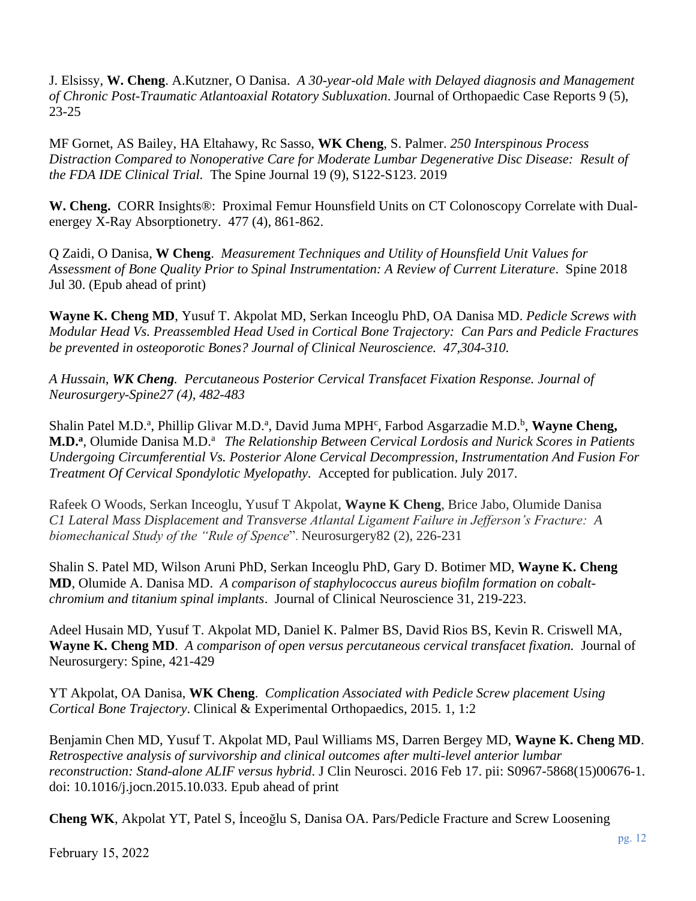J. Elsissy, **W. Cheng**. A.Kutzner, O Danisa. *A 30-year-old Male with Delayed diagnosis and Management of Chronic Post-Traumatic Atlantoaxial Rotatory Subluxation*. Journal of Orthopaedic Case Reports 9 (5), 23-25

MF Gornet, AS Bailey, HA Eltahawy, Rc Sasso, **WK Cheng**, S. Palmer. *250 Interspinous Process Distraction Compared to Nonoperative Care for Moderate Lumbar Degenerative Disc Disease: Result of the FDA IDE Clinical Trial.* The Spine Journal 19 (9), S122-S123. 2019

**W. Cheng.** CORR Insights®: Proximal Femur Hounsfield Units on CT Colonoscopy Correlate with Dual-energey X-Ray Absorptionetry. 477 (4), 861-862.

Q Zaidi, O Danisa, **W Cheng**. *Measurement Techniques and Utility of Hounsfield Unit Values for Assessment of Bone Quality Prior to Spinal Instrumentation: A Review of Current Literature*. Spine 2018 Jul 30. (Epub ahead of print)

**Wayne K. Cheng MD**, Yusuf T. Akpolat MD, Serkan Inceoglu PhD, OA Danisa MD. *Pedicle Screws with Modular Head Vs. Preassembled Head Used in Cortical Bone Trajectory: Can Pars and Pedicle Fractures be prevented in osteoporotic Bones? Journal of Clinical Neuroscience. 47,304-310.*

*A Hussain, **WK Cheng**. Percutaneous Posterior Cervical Transfacet Fixation Response. Journal of Neurosurgery-Spine27 (4), 482-483*

Shalin Patel M.D.[a], Phillip Glivar M.D.[a], David Juma MPH[c], Farbod Asgarzadie M.D.[b], **Wayne Cheng, M.D.[a]**, Olumide Danisa M.D.[a] *The Relationship Between Cervical Lordosis and Nurick Scores in Patients Undergoing Circumferential Vs. Posterior Alone Cervical Decompression, Instrumentation And Fusion For Treatment Of Cervical Spondylotic Myelopathy*. Accepted for publication. July 2017.

Rafeek O Woods, Serkan Inceoglu, Yusuf T Akpolat, **Wayne K Cheng**, Brice Jabo, Olumide Danisa *C1 Lateral Mass Displacement and Transverse Atlantal Ligament Failure in Jefferson's Fracture: A biomechanical Study of the "Rule of Spence*". Neurosurgery82 (2), 226-231

Shalin S. Patel MD, Wilson Aruni PhD, Serkan Inceoglu PhD, Gary D. Botimer MD, **Wayne K. Cheng MD**, Olumide A. Danisa MD. *A comparison of staphylococcus aureus biofilm formation on cobalt-chromium and titanium spinal implants*. Journal of Clinical Neuroscience 31, 219-223.

Adeel Husain MD, Yusuf T. Akpolat MD, Daniel K. Palmer BS, David Rios BS, Kevin R. Criswell MA, **Wayne K. Cheng MD**. *A comparison of open versus percutaneous cervical transfacet fixation.* Journal of Neurosurgery: Spine, 421-429

YT Akpolat, OA Danisa, **WK Cheng**. *Complication Associated with Pedicle Screw placement Using Cortical Bone Trajectory*. Clinical & Experimental Orthopaedics, 2015. 1, 1:2

Benjamin Chen MD, Yusuf T. Akpolat MD, Paul Williams MS, Darren Bergey MD, **Wayne K. Cheng MD**. *Retrospective analysis of survivorship and clinical outcomes after multi-level anterior lumbar reconstruction: Stand-alone ALIF versus hybrid*. J Clin Neurosci. 2016 Feb 17. pii: S0967-5868(15)00676-1. doi: 10.1016/j.jocn.2015.10.033. Epub ahead of print

**Cheng WK**, Akpolat YT, Patel S, İnceoğlu S, Danisa OA. Pars/Pedicle Fracture and Screw Loosening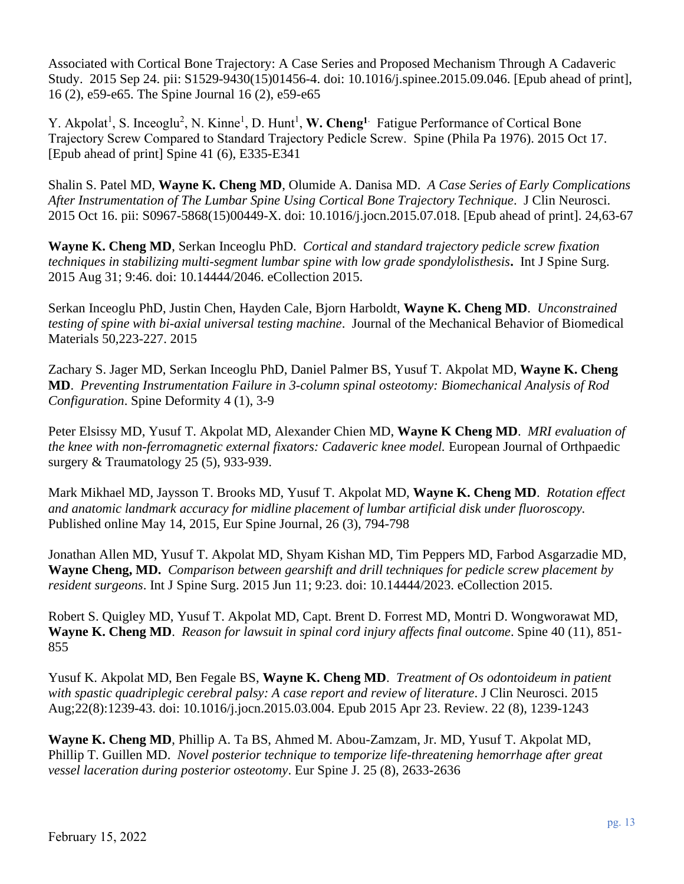Associated with Cortical Bone Trajectory: A Case Series and Proposed Mechanism Through A Cadaveric Study. 2015 Sep 24. pii: S1529-9430(15)01456-4. doi: 10.1016/j.spinee.2015.09.046. [Epub ahead of print], 16 (2), e59-e65. The Spine Journal 16 (2), e59-e65

Y. Akpolat[1], S. Inceoglu[2], N. Kinne[1], D. Hunt[1], **W. Cheng[1]**. Fatigue Performance of Cortical Bone Trajectory Screw Compared to Standard Trajectory Pedicle Screw. Spine (Phila Pa 1976). 2015 Oct 17. [Epub ahead of print] Spine 41 (6), E335-E341

Shalin S. Patel MD, **Wayne K. Cheng MD**, Olumide A. Danisa MD. *A Case Series of Early Complications After Instrumentation of The Lumbar Spine Using Cortical Bone Trajectory Technique*. J Clin Neurosci. 2015 Oct 16. pii: S0967-5868(15)00449-X. doi: 10.1016/j.jocn.2015.07.018. [Epub ahead of print]. 24,63-67

**Wayne K. Cheng MD**, Serkan Inceoglu PhD. *Cortical and standard trajectory pedicle screw fixation techniques in stabilizing multi-segment lumbar spine with low grade spondylolisthesis***.** Int J Spine Surg. 2015 Aug 31; 9:46. doi: 10.14444/2046. eCollection 2015.

Serkan Inceoglu PhD, Justin Chen, Hayden Cale, Bjorn Harboldt, **Wayne K. Cheng MD**. *Unconstrained testing of spine with bi-axial universal testing machine*. Journal of the Mechanical Behavior of Biomedical Materials 50,223-227. 2015

Zachary S. Jager MD, Serkan Inceoglu PhD, Daniel Palmer BS, Yusuf T. Akpolat MD, **Wayne K. Cheng MD**. *Preventing Instrumentation Failure in 3-column spinal osteotomy: Biomechanical Analysis of Rod Configuration*. Spine Deformity 4 (1), 3-9

Peter Elsissy MD, Yusuf T. Akpolat MD, Alexander Chien MD, **Wayne K Cheng MD**. *MRI evaluation of the knee with non-ferromagnetic external fixators: Cadaveric knee model.* European Journal of Orthpaedic surgery & Traumatology 25 (5), 933-939.

Mark Mikhael MD, Jaysson T. Brooks MD, Yusuf T. Akpolat MD, **Wayne K. Cheng MD**. *Rotation effect and anatomic landmark accuracy for midline placement of lumbar artificial disk under fluoroscopy.* Published online May 14, 2015, Eur Spine Journal, 26 (3), 794-798

Jonathan Allen MD, Yusuf T. Akpolat MD, Shyam Kishan MD, Tim Peppers MD, Farbod Asgarzadie MD, **Wayne Cheng, MD.** *Comparison between gearshift and drill techniques for pedicle screw placement by resident surgeons*. Int J Spine Surg. 2015 Jun 11; 9:23. doi: 10.14444/2023. eCollection 2015.

Robert S. Quigley MD, Yusuf T. Akpolat MD, Capt. Brent D. Forrest MD, Montri D. Wongworawat MD, **Wayne K. Cheng MD**. *Reason for lawsuit in spinal cord injury affects final outcome*. Spine 40 (11), 851-855

Yusuf K. Akpolat MD, Ben Fegale BS, **Wayne K. Cheng MD**. *Treatment of Os odontoideum in patient with spastic quadriplegic cerebral palsy: A case report and review of literature*. J Clin Neurosci. 2015 Aug;22(8):1239-43. doi: 10.1016/j.jocn.2015.03.004. Epub 2015 Apr 23. Review. 22 (8), 1239-1243

**Wayne K. Cheng MD**, Phillip A. Ta BS, Ahmed M. Abou-Zamzam, Jr. MD, Yusuf T. Akpolat MD, Phillip T. Guillen MD. *Novel posterior technique to temporize life-threatening hemorrhage after great vessel laceration during posterior osteotomy*. Eur Spine J. 25 (8), 2633-2636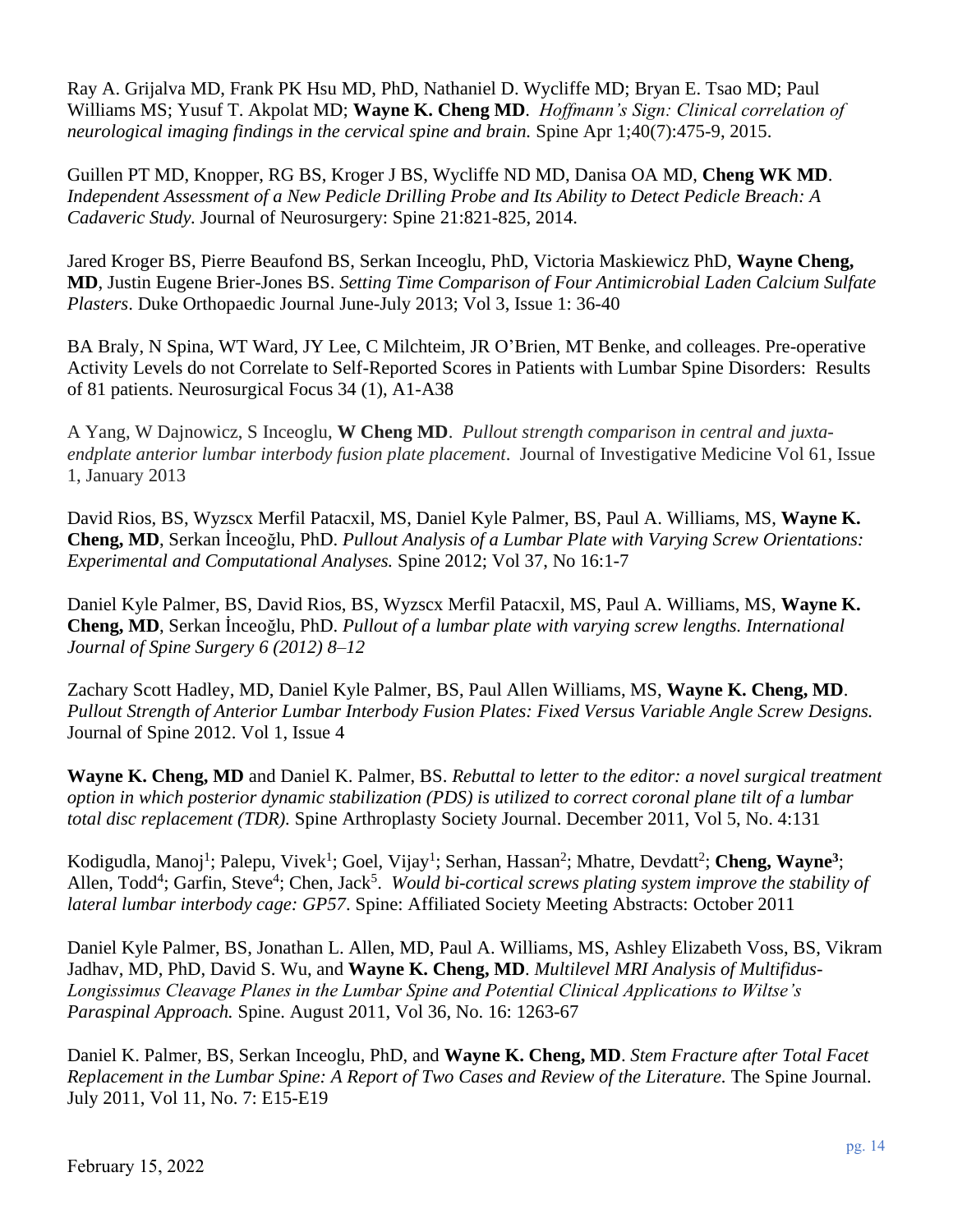Ray A. Grijalva MD, Frank PK Hsu MD, PhD, Nathaniel D. Wycliffe MD; Bryan E. Tsao MD; Paul Williams MS; Yusuf T. Akpolat MD; **Wayne K. Cheng MD**. *Hoffmann's Sign: Clinical correlation of neurological imaging findings in the cervical spine and brain.* Spine Apr 1;40(7):475-9, 2015.

Guillen PT MD, Knopper, RG BS, Kroger J BS, Wycliffe ND MD, Danisa OA MD, **Cheng WK MD**. *Independent Assessment of a New Pedicle Drilling Probe and Its Ability to Detect Pedicle Breach: A Cadaveric Study.* Journal of Neurosurgery: Spine 21:821-825, 2014.

Jared Kroger BS, Pierre Beaufond BS, Serkan Inceoglu, PhD, Victoria Maskiewicz PhD, **Wayne Cheng, MD**, Justin Eugene Brier-Jones BS. *Setting Time Comparison of Four Antimicrobial Laden Calcium Sulfate Plasters*. Duke Orthopaedic Journal June-July 2013; Vol 3, Issue 1: 36-40

BA Braly, N Spina, WT Ward, JY Lee, C Milchteim, JR O'Brien, MT Benke, and colleages. Pre-operative Activity Levels do not Correlate to Self-Reported Scores in Patients with Lumbar Spine Disorders: Results of 81 patients. Neurosurgical Focus 34 (1), A1-A38

A Yang, W Dajnowicz, S Inceoglu, **W Cheng MD**. *Pullout strength comparison in central and juxta-endplate anterior lumbar interbody fusion plate placement*. Journal of Investigative Medicine Vol 61, Issue 1, January 2013

David Rios, BS, Wyzscx Merfil Patacxil, MS, Daniel Kyle Palmer, BS, Paul A. Williams, MS, **Wayne K. Cheng, MD**, Serkan İnceoğlu, PhD. *Pullout Analysis of a Lumbar Plate with Varying Screw Orientations: Experimental and Computational Analyses.* Spine 2012; Vol 37, No 16:1-7

Daniel Kyle Palmer, BS, David Rios, BS, Wyzscx Merfil Patacxil, MS, Paul A. Williams, MS, **Wayne K. Cheng, MD**, Serkan İnceoğlu, PhD. *Pullout of a lumbar plate with varying screw lengths. International Journal of Spine Surgery 6 (2012) 8–12*

Zachary Scott Hadley, MD, Daniel Kyle Palmer, BS, Paul Allen Williams, MS, **Wayne K. Cheng, MD**. *Pullout Strength of Anterior Lumbar Interbody Fusion Plates: Fixed Versus Variable Angle Screw Designs.* Journal of Spine 2012. Vol 1, Issue 4

**Wayne K. Cheng, MD** and Daniel K. Palmer, BS. *Rebuttal to letter to the editor: a novel surgical treatment option in which posterior dynamic stabilization (PDS) is utilized to correct coronal plane tilt of a lumbar total disc replacement (TDR).* Spine Arthroplasty Society Journal. December 2011, Vol 5, No. 4:131

Kodigudla, Manoj[1]; Palepu, Vivek[1]; Goel, Vijay[1]; Serhan, Hassan[2]; Mhatre, Devdatt[2]; **Cheng, Wayne[3]**; Allen, Todd[4]; Garfin, Steve[4]; Chen, Jack[5]. *Would bi-cortical screws plating system improve the stability of lateral lumbar interbody cage: GP57*. Spine: Affiliated Society Meeting Abstracts: October 2011

Daniel Kyle Palmer, BS, Jonathan L. Allen, MD, Paul A. Williams, MS, Ashley Elizabeth Voss, BS, Vikram Jadhav, MD, PhD, David S. Wu, and **Wayne K. Cheng, MD**. *Multilevel MRI Analysis of Multifidus-Longissimus Cleavage Planes in the Lumbar Spine and Potential Clinical Applications to Wiltse's Paraspinal Approach.* Spine. August 2011, Vol 36, No. 16: 1263-67

Daniel K. Palmer, BS, Serkan Inceoglu, PhD, and **Wayne K. Cheng, MD**. *Stem Fracture after Total Facet Replacement in the Lumbar Spine: A Report of Two Cases and Review of the Literature.* The Spine Journal. July 2011, Vol 11, No. 7: E15-E19

February 15, 2022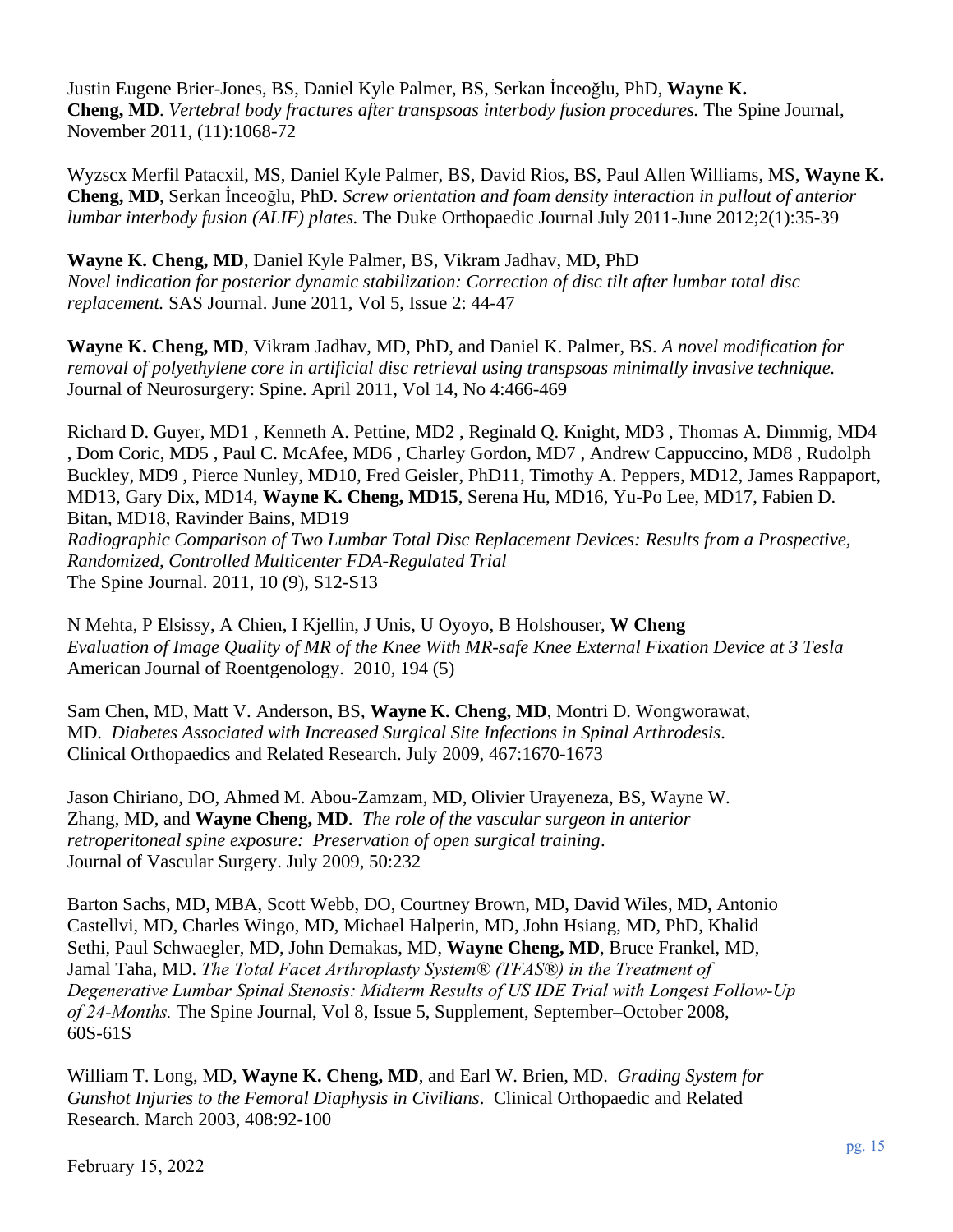Justin Eugene Brier-Jones, BS, Daniel Kyle Palmer, BS, Serkan İnceoğlu, PhD, **Wayne K. Cheng, MD**. *Vertebral body fractures after transpsoas interbody fusion procedures.* The Spine Journal, November 2011, (11):1068-72

Wyzscx Merfil Patacxil, MS, Daniel Kyle Palmer, BS, David Rios, BS, Paul Allen Williams, MS, **Wayne K. Cheng, MD**, Serkan İnceoğlu, PhD. *Screw orientation and foam density interaction in pullout of anterior lumbar interbody fusion (ALIF) plates.* The Duke Orthopaedic Journal July 2011-June 2012;2(1):35-39

**Wayne K. Cheng, MD**, Daniel Kyle Palmer, BS, Vikram Jadhav, MD, PhD
*Novel indication for posterior dynamic stabilization: Correction of disc tilt after lumbar total disc replacement.* SAS Journal. June 2011, Vol 5, Issue 2: 44-47

**Wayne K. Cheng, MD**, Vikram Jadhav, MD, PhD, and Daniel K. Palmer, BS. *A novel modification for removal of polyethylene core in artificial disc retrieval using transpsoas minimally invasive technique.* Journal of Neurosurgery: Spine. April 2011, Vol 14, No 4:466-469

Richard D. Guyer, MD1 , Kenneth A. Pettine, MD2 , Reginald Q. Knight, MD3 , Thomas A. Dimmig, MD4 , Dom Coric, MD5 , Paul C. McAfee, MD6 , Charley Gordon, MD7 , Andrew Cappuccino, MD8 , Rudolph Buckley, MD9 , Pierce Nunley, MD10, Fred Geisler, PhD11, Timothy A. Peppers, MD12, James Rappaport, MD13, Gary Dix, MD14, **Wayne K. Cheng, MD15**, Serena Hu, MD16, Yu-Po Lee, MD17, Fabien D. Bitan, MD18, Ravinder Bains, MD19
*Radiographic Comparison of Two Lumbar Total Disc Replacement Devices: Results from a Prospective, Randomized, Controlled Multicenter FDA-Regulated Trial*
The Spine Journal. 2011, 10 (9), S12-S13

N Mehta, P Elsissy, A Chien, I Kjellin, J Unis, U Oyoyo, B Holshouser, **W Cheng**
*Evaluation of Image Quality of MR of the Knee With MR-safe Knee External Fixation Device at 3 Tesla*
American Journal of Roentgenology. 2010, 194 (5)

Sam Chen, MD, Matt V. Anderson, BS, **Wayne K. Cheng, MD**, Montri D. Wongworawat, MD. *Diabetes Associated with Increased Surgical Site Infections in Spinal Arthrodesis*. Clinical Orthopaedics and Related Research. July 2009, 467:1670-1673

Jason Chiriano, DO, Ahmed M. Abou-Zamzam, MD, Olivier Urayeneza, BS, Wayne W. Zhang, MD, and **Wayne Cheng, MD**. *The role of the vascular surgeon in anterior retroperitoneal spine exposure: Preservation of open surgical training*. Journal of Vascular Surgery. July 2009, 50:232

Barton Sachs, MD, MBA, Scott Webb, DO, Courtney Brown, MD, David Wiles, MD, Antonio Castellvi, MD, Charles Wingo, MD, Michael Halperin, MD, John Hsiang, MD, PhD, Khalid Sethi, Paul Schwaegler, MD, John Demakas, MD, **Wayne Cheng, MD**, Bruce Frankel, MD, Jamal Taha, MD. *The Total Facet Arthroplasty System® (TFAS®) in the Treatment of Degenerative Lumbar Spinal Stenosis: Midterm Results of US IDE Trial with Longest Follow-Up of 24-Months.* The Spine Journal, Vol 8, Issue 5, Supplement, September–October 2008, 60S-61S

William T. Long, MD, **Wayne K. Cheng, MD**, and Earl W. Brien, MD. *Grading System for Gunshot Injuries to the Femoral Diaphysis in Civilians*. Clinical Orthopaedic and Related Research. March 2003, 408:92-100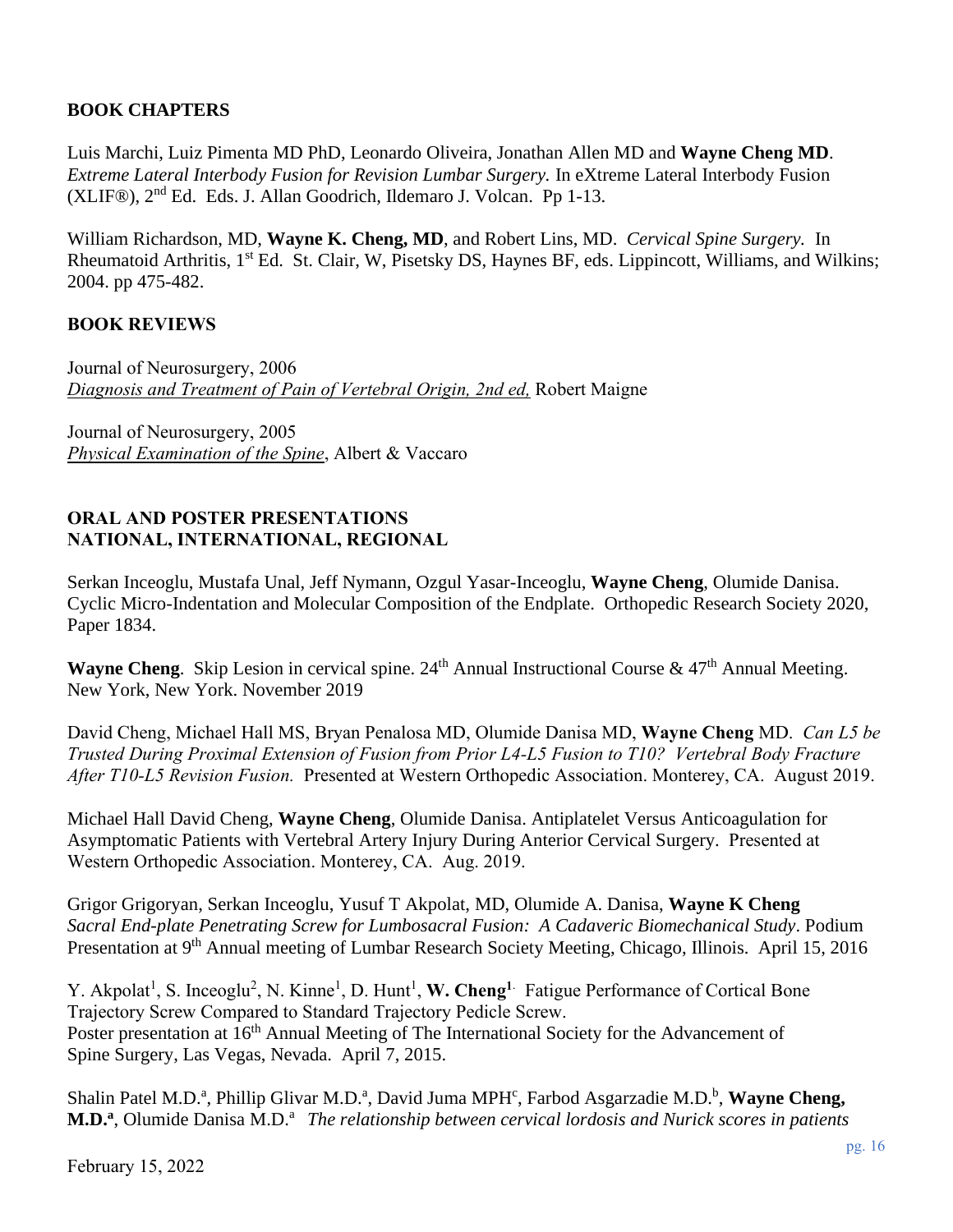## BOOK CHAPTERS

Luis Marchi, Luiz Pimenta MD PhD, Leonardo Oliveira, Jonathan Allen MD and **Wayne Cheng MD**. *Extreme Lateral Interbody Fusion for Revision Lumbar Surgery.* In eXtreme Lateral Interbody Fusion (XLIF®), 2nd Ed. Eds. J. Allan Goodrich, Ildemaro J. Volcan. Pp 1-13.

William Richardson, MD, **Wayne K. Cheng, MD**, and Robert Lins, MD. *Cervical Spine Surgery.* In Rheumatoid Arthritis, 1st Ed. St. Clair, W, Pisetsky DS, Haynes BF, eds. Lippincott, Williams, and Wilkins; 2004. pp 475-482.

## BOOK REVIEWS

Journal of Neurosurgery, 2006
*Diagnosis and Treatment of Pain of Vertebral Origin, 2nd ed,* Robert Maigne

Journal of Neurosurgery, 2005
*Physical Examination of the Spine*, Albert & Vaccaro

## ORAL AND POSTER PRESENTATIONS
## NATIONAL, INTERNATIONAL, REGIONAL

Serkan Inceoglu, Mustafa Unal, Jeff Nymann, Ozgul Yasar-Inceoglu, **Wayne Cheng**, Olumide Danisa. Cyclic Micro-Indentation and Molecular Composition of the Endplate. Orthopedic Research Society 2020, Paper 1834.

**Wayne Cheng**. Skip Lesion in cervical spine. 24th Annual Instructional Course & 47th Annual Meeting. New York, New York. November 2019

David Cheng, Michael Hall MS, Bryan Penalosa MD, Olumide Danisa MD, **Wayne Cheng** MD. *Can L5 be Trusted During Proximal Extension of Fusion from Prior L4-L5 Fusion to T10? Vertebral Body Fracture After T10-L5 Revision Fusion.* Presented at Western Orthopedic Association. Monterey, CA. August 2019.

Michael Hall David Cheng, **Wayne Cheng**, Olumide Danisa. Antiplatelet Versus Anticoagulation for Asymptomatic Patients with Vertebral Artery Injury During Anterior Cervical Surgery. Presented at Western Orthopedic Association. Monterey, CA. Aug. 2019.

Grigor Grigoryan, Serkan Inceoglu, Yusuf T Akpolat, MD, Olumide A. Danisa, **Wayne K Cheng** *Sacral End-plate Penetrating Screw for Lumbosacral Fusion: A Cadaveric Biomechanical Study*. Podium Presentation at 9th Annual meeting of Lumbar Research Society Meeting, Chicago, Illinois. April 15, 2016

Y. Akpolat[1], S. Inceoglu[2], N. Kinne[1], D. Hunt[1], **W. Cheng[1].** Fatigue Performance of Cortical Bone Trajectory Screw Compared to Standard Trajectory Pedicle Screw.
Poster presentation at 16th Annual Meeting of The International Society for the Advancement of Spine Surgery, Las Vegas, Nevada. April 7, 2015.

Shalin Patel M.D.[a], Phillip Glivar M.D.[a], David Juma MPH[c], Farbod Asgarzadie M.D.[b], **Wayne Cheng, M.D.[a]**, Olumide Danisa M.D.[a] *The relationship between cervical lordosis and Nurick scores in patients*

February 15, 2022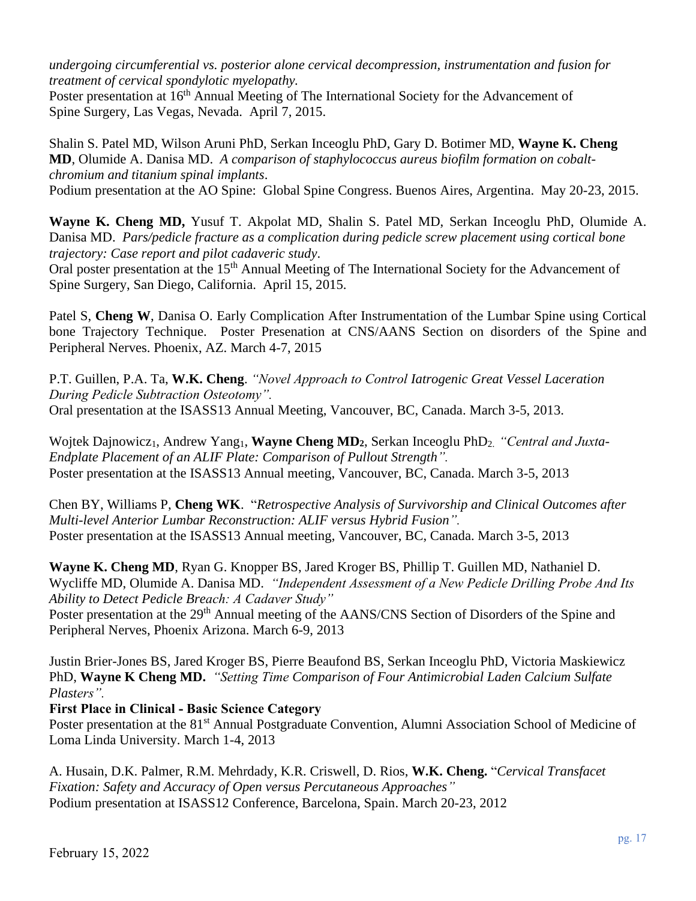*undergoing circumferential vs. posterior alone cervical decompression, instrumentation and fusion for treatment of cervical spondylotic myelopathy.*
Poster presentation at 16th Annual Meeting of The International Society for the Advancement of Spine Surgery, Las Vegas, Nevada. April 7, 2015.

Shalin S. Patel MD, Wilson Aruni PhD, Serkan Inceoglu PhD, Gary D. Botimer MD, **Wayne K. Cheng MD**, Olumide A. Danisa MD. *A comparison of staphylococcus aureus biofilm formation on cobalt-chromium and titanium spinal implants*.
Podium presentation at the AO Spine: Global Spine Congress. Buenos Aires, Argentina. May 20-23, 2015.

**Wayne K. Cheng MD,** Yusuf T. Akpolat MD, Shalin S. Patel MD, Serkan Inceoglu PhD, Olumide A. Danisa MD. *Pars/pedicle fracture as a complication during pedicle screw placement using cortical bone trajectory: Case report and pilot cadaveric study*.
Oral poster presentation at the 15th Annual Meeting of The International Society for the Advancement of Spine Surgery, San Diego, California. April 15, 2015.

Patel S, **Cheng W**, Danisa O. Early Complication After Instrumentation of the Lumbar Spine using Cortical bone Trajectory Technique. Poster Presenation at CNS/AANS Section on disorders of the Spine and Peripheral Nerves. Phoenix, AZ. March 4-7, 2015

P.T. Guillen, P.A. Ta, **W.K. Cheng**. *"Novel Approach to Control Iatrogenic Great Vessel Laceration During Pedicle Subtraction Osteotomy".*
Oral presentation at the ISASS13 Annual Meeting, Vancouver, BC, Canada. March 3-5, 2013.

Wojtek Dajnowicz1, Andrew Yang1, **Wayne Cheng MD2**, Serkan Inceoglu PhD2. *"Central and Juxta-Endplate Placement of an ALIF Plate: Comparison of Pullout Strength".*
Poster presentation at the ISASS13 Annual meeting, Vancouver, BC, Canada. March 3-5, 2013

Chen BY, Williams P, **Cheng WK**. "*Retrospective Analysis of Survivorship and Clinical Outcomes after Multi-level Anterior Lumbar Reconstruction: ALIF versus Hybrid Fusion".*
Poster presentation at the ISASS13 Annual meeting, Vancouver, BC, Canada. March 3-5, 2013

**Wayne K. Cheng MD**, Ryan G. Knopper BS, Jared Kroger BS, Phillip T. Guillen MD, Nathaniel D. Wycliffe MD, Olumide A. Danisa MD. *"Independent Assessment of a New Pedicle Drilling Probe And Its Ability to Detect Pedicle Breach: A Cadaver Study"*
Poster presentation at the 29th Annual meeting of the AANS/CNS Section of Disorders of the Spine and Peripheral Nerves, Phoenix Arizona. March 6-9, 2013

Justin Brier-Jones BS, Jared Kroger BS, Pierre Beaufond BS, Serkan Inceoglu PhD, Victoria Maskiewicz PhD, **Wayne K Cheng MD.** *"Setting Time Comparison of Four Antimicrobial Laden Calcium Sulfate Plasters".*
**First Place in Clinical - Basic Science Category**
Poster presentation at the 81st Annual Postgraduate Convention, Alumni Association School of Medicine of Loma Linda University. March 1-4, 2013

A. Husain, D.K. Palmer, R.M. Mehrdady, K.R. Criswell, D. Rios, **W.K. Cheng.** "*Cervical Transfacet Fixation: Safety and Accuracy of Open versus Percutaneous Approaches"*
Podium presentation at ISASS12 Conference, Barcelona, Spain. March 20-23, 2012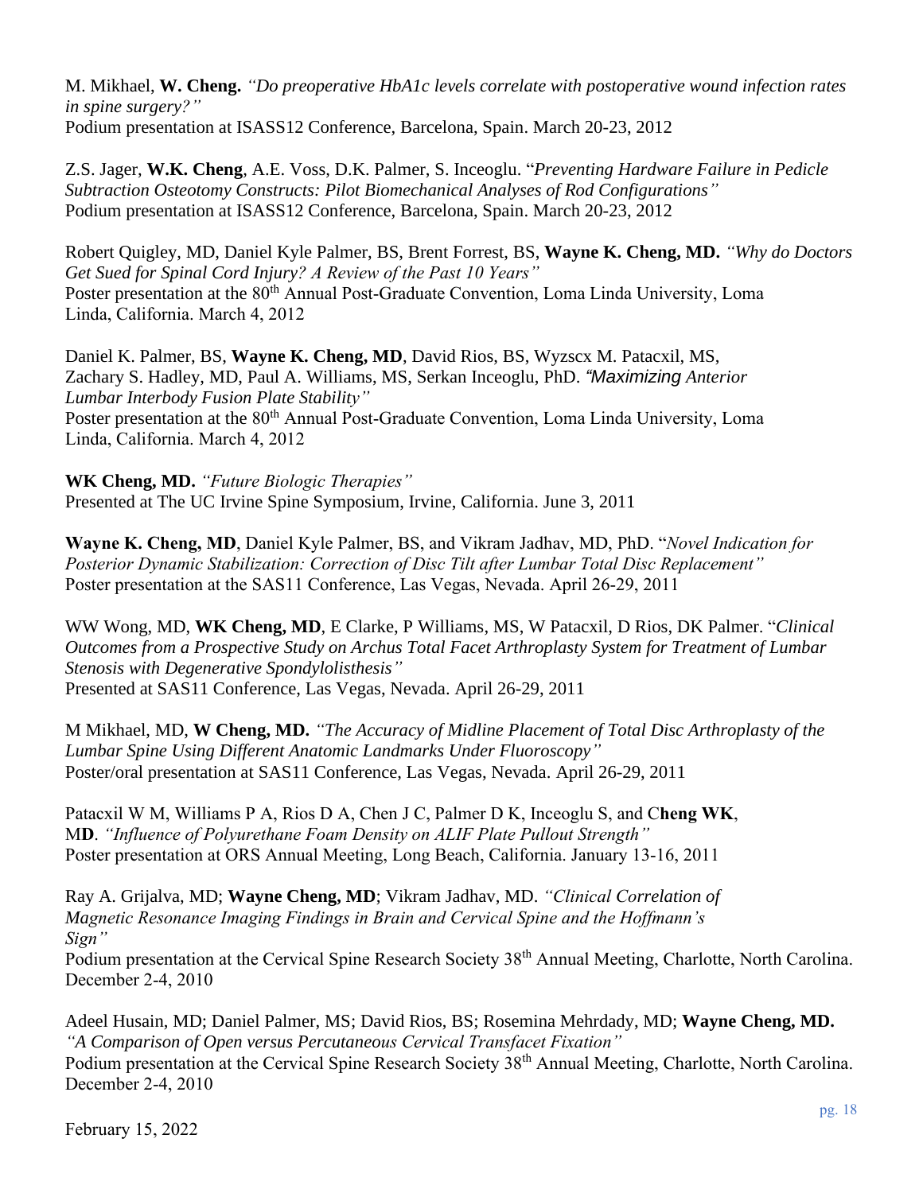M. Mikhael, **W. Cheng.** *"Do preoperative HbA1c levels correlate with postoperative wound infection rates in spine surgery?"*
Podium presentation at ISASS12 Conference, Barcelona, Spain. March 20-23, 2012

Z.S. Jager, **W.K. Cheng**, A.E. Voss, D.K. Palmer, S. Inceoglu. "*Preventing Hardware Failure in Pedicle Subtraction Osteotomy Constructs: Pilot Biomechanical Analyses of Rod Configurations"*
Podium presentation at ISASS12 Conference, Barcelona, Spain. March 20-23, 2012

Robert Quigley, MD, Daniel Kyle Palmer, BS, Brent Forrest, BS, **Wayne K. Cheng, MD.** *"Why do Doctors Get Sued for Spinal Cord Injury? A Review of the Past 10 Years"*
Poster presentation at the 80th Annual Post-Graduate Convention, Loma Linda University, Loma Linda, California. March 4, 2012

Daniel K. Palmer, BS, **Wayne K. Cheng, MD**, David Rios, BS, Wyzscx M. Patacxil, MS, Zachary S. Hadley, MD, Paul A. Williams, MS, Serkan Inceoglu, PhD. *"Maximizing Anterior Lumbar Interbody Fusion Plate Stability"*
Poster presentation at the 80th Annual Post-Graduate Convention, Loma Linda University, Loma Linda, California. March 4, 2012

**WK Cheng, MD.** *"Future Biologic Therapies"*
Presented at The UC Irvine Spine Symposium, Irvine, California. June 3, 2011

**Wayne K. Cheng, MD**, Daniel Kyle Palmer, BS, and Vikram Jadhav, MD, PhD. "*Novel Indication for Posterior Dynamic Stabilization: Correction of Disc Tilt after Lumbar Total Disc Replacement"*
Poster presentation at the SAS11 Conference, Las Vegas, Nevada. April 26-29, 2011

WW Wong, MD, **WK Cheng, MD**, E Clarke, P Williams, MS, W Patacxil, D Rios, DK Palmer. "*Clinical Outcomes from a Prospective Study on Archus Total Facet Arthroplasty System for Treatment of Lumbar Stenosis with Degenerative Spondylolisthesis"*
Presented at SAS11 Conference, Las Vegas, Nevada. April 26-29, 2011

M Mikhael, MD, **W Cheng, MD.** *"The Accuracy of Midline Placement of Total Disc Arthroplasty of the Lumbar Spine Using Different Anatomic Landmarks Under Fluoroscopy"*
Poster/oral presentation at SAS11 Conference, Las Vegas, Nevada. April 26-29, 2011

Patacxil W M, Williams P A, Rios D A, Chen J C, Palmer D K, Inceoglu S, and C**heng WK**, M**D**. *"Influence of Polyurethane Foam Density on ALIF Plate Pullout Strength"*
Poster presentation at ORS Annual Meeting, Long Beach, California. January 13-16, 2011

Ray A. Grijalva, MD; **Wayne Cheng, MD**; Vikram Jadhav, MD. *"Clinical Correlation of Magnetic Resonance Imaging Findings in Brain and Cervical Spine and the Hoffmann's Sign"*
Podium presentation at the Cervical Spine Research Society 38th Annual Meeting, Charlotte, North Carolina. December 2-4, 2010

Adeel Husain, MD; Daniel Palmer, MS; David Rios, BS; Rosemina Mehrdady, MD; **Wayne Cheng, MD.** *"A Comparison of Open versus Percutaneous Cervical Transfacet Fixation"*
Podium presentation at the Cervical Spine Research Society 38th Annual Meeting, Charlotte, North Carolina. December 2-4, 2010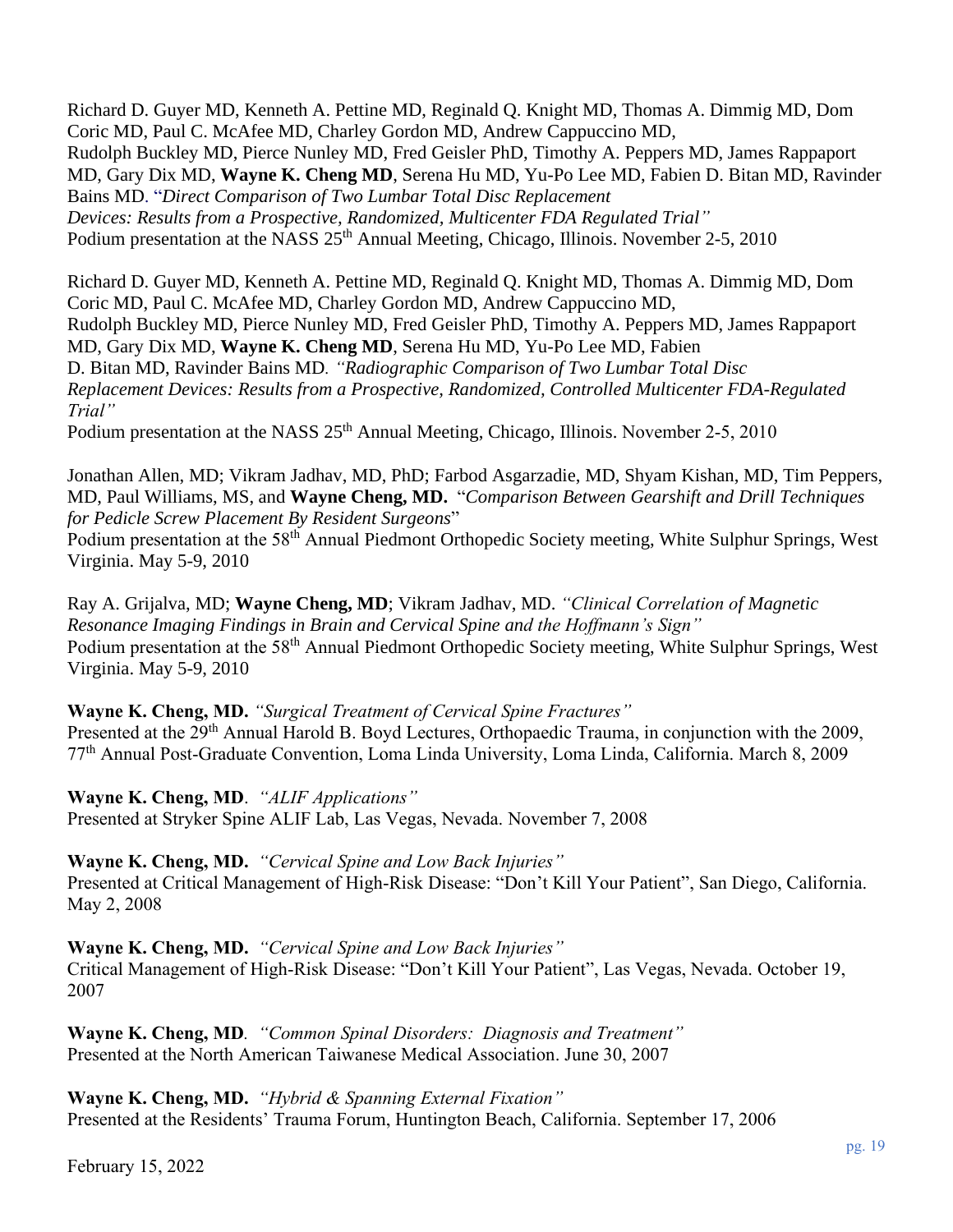Richard D. Guyer MD, Kenneth A. Pettine MD, Reginald Q. Knight MD, Thomas A. Dimmig MD, Dom Coric MD, Paul C. McAfee MD, Charley Gordon MD, Andrew Cappuccino MD, Rudolph Buckley MD, Pierce Nunley MD, Fred Geisler PhD, Timothy A. Peppers MD, James Rappaport MD, Gary Dix MD, **Wayne K. Cheng MD**, Serena Hu MD, Yu-Po Lee MD, Fabien D. Bitan MD, Ravinder Bains MD. "*Direct Comparison of Two Lumbar Total Disc Replacement Devices: Results from a Prospective, Randomized, Multicenter FDA Regulated Trial"*
Podium presentation at the NASS 25th Annual Meeting, Chicago, Illinois. November 2-5, 2010

Richard D. Guyer MD, Kenneth A. Pettine MD, Reginald Q. Knight MD, Thomas A. Dimmig MD, Dom Coric MD, Paul C. McAfee MD, Charley Gordon MD, Andrew Cappuccino MD, Rudolph Buckley MD, Pierce Nunley MD, Fred Geisler PhD, Timothy A. Peppers MD, James Rappaport MD, Gary Dix MD, **Wayne K. Cheng MD**, Serena Hu MD, Yu-Po Lee MD, Fabien D. Bitan MD, Ravinder Bains MD. *"Radiographic Comparison of Two Lumbar Total Disc Replacement Devices: Results from a Prospective, Randomized, Controlled Multicenter FDA-Regulated Trial"*
Podium presentation at the NASS 25th Annual Meeting, Chicago, Illinois. November 2-5, 2010

Jonathan Allen, MD; Vikram Jadhav, MD, PhD; Farbod Asgarzadie, MD, Shyam Kishan, MD, Tim Peppers, MD, Paul Williams, MS, and **Wayne Cheng, MD.** "*Comparison Between Gearshift and Drill Techniques for Pedicle Screw Placement By Resident Surgeons*"
Podium presentation at the 58th Annual Piedmont Orthopedic Society meeting, White Sulphur Springs, West Virginia. May 5-9, 2010

Ray A. Grijalva, MD; **Wayne Cheng, MD**; Vikram Jadhav, MD. *"Clinical Correlation of Magnetic Resonance Imaging Findings in Brain and Cervical Spine and the Hoffmann's Sign"*
Podium presentation at the 58th Annual Piedmont Orthopedic Society meeting, White Sulphur Springs, West Virginia. May 5-9, 2010

**Wayne K. Cheng, MD.** *"Surgical Treatment of Cervical Spine Fractures"*
Presented at the 29th Annual Harold B. Boyd Lectures, Orthopaedic Trauma, in conjunction with the 2009, 77th Annual Post-Graduate Convention, Loma Linda University, Loma Linda, California. March 8, 2009

**Wayne K. Cheng, MD**. *"ALIF Applications"*
Presented at Stryker Spine ALIF Lab, Las Vegas, Nevada. November 7, 2008

**Wayne K. Cheng, MD.** *"Cervical Spine and Low Back Injuries"*
Presented at Critical Management of High-Risk Disease: "Don't Kill Your Patient", San Diego, California. May 2, 2008

**Wayne K. Cheng, MD.** *"Cervical Spine and Low Back Injuries"*
Critical Management of High-Risk Disease: "Don't Kill Your Patient", Las Vegas, Nevada. October 19, 2007

**Wayne K. Cheng, MD**. *"Common Spinal Disorders: Diagnosis and Treatment"*
Presented at the North American Taiwanese Medical Association. June 30, 2007

**Wayne K. Cheng, MD.** *"Hybrid & Spanning External Fixation"*
Presented at the Residents' Trauma Forum, Huntington Beach, California. September 17, 2006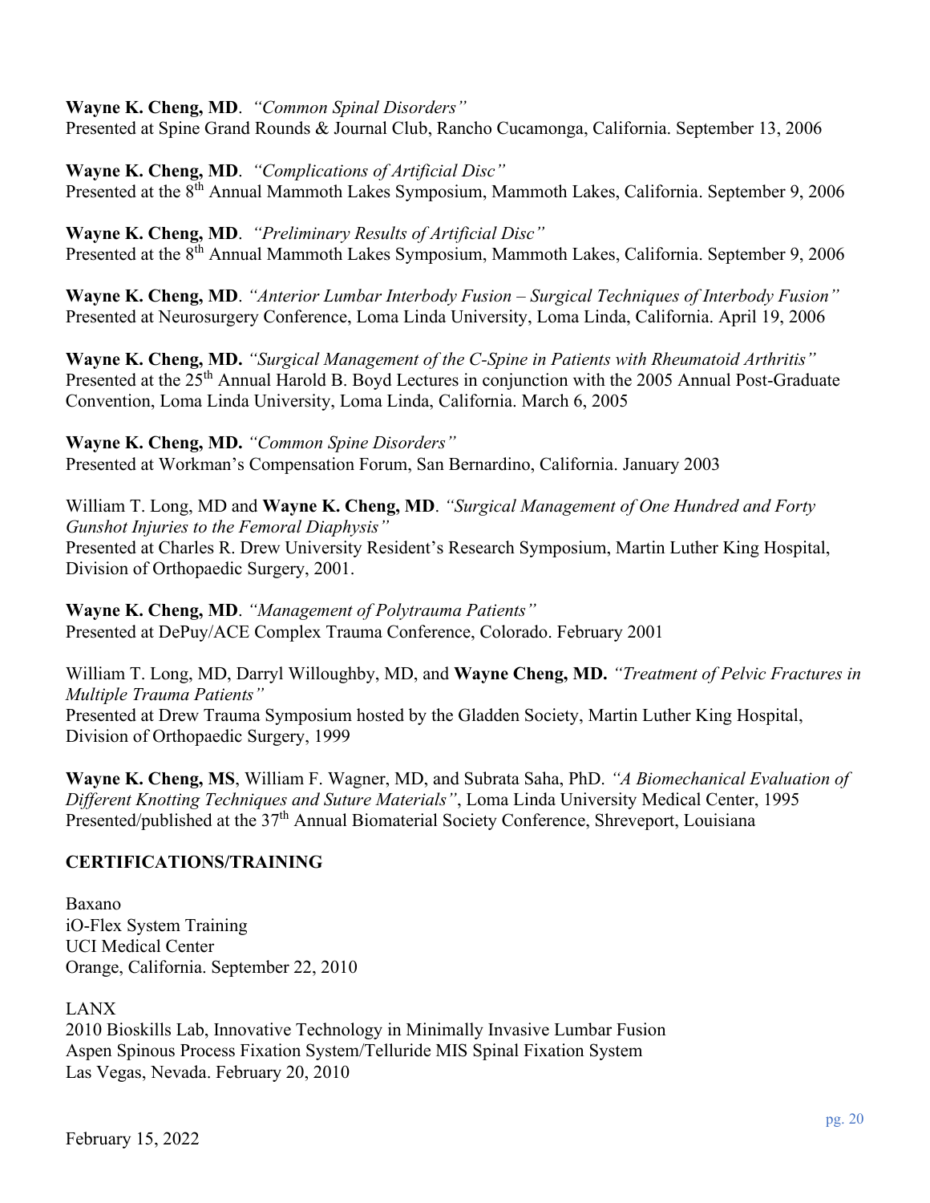**Wayne K. Cheng, MD**. *"Common Spinal Disorders"*
Presented at Spine Grand Rounds & Journal Club, Rancho Cucamonga, California. September 13, 2006

**Wayne K. Cheng, MD**. *"Complications of Artificial Disc"*
Presented at the 8th Annual Mammoth Lakes Symposium, Mammoth Lakes, California. September 9, 2006

**Wayne K. Cheng, MD**. *"Preliminary Results of Artificial Disc"*
Presented at the 8th Annual Mammoth Lakes Symposium, Mammoth Lakes, California. September 9, 2006

**Wayne K. Cheng, MD**. *"Anterior Lumbar Interbody Fusion – Surgical Techniques of Interbody Fusion"*
Presented at Neurosurgery Conference, Loma Linda University, Loma Linda, California. April 19, 2006

**Wayne K. Cheng, MD.** *"Surgical Management of the C-Spine in Patients with Rheumatoid Arthritis"*
Presented at the 25th Annual Harold B. Boyd Lectures in conjunction with the 2005 Annual Post-Graduate Convention, Loma Linda University, Loma Linda, California. March 6, 2005

**Wayne K. Cheng, MD.** *"Common Spine Disorders"*
Presented at Workman's Compensation Forum, San Bernardino, California. January 2003

William T. Long, MD and **Wayne K. Cheng, MD**. *"Surgical Management of One Hundred and Forty Gunshot Injuries to the Femoral Diaphysis"*
Presented at Charles R. Drew University Resident's Research Symposium, Martin Luther King Hospital, Division of Orthopaedic Surgery, 2001.

**Wayne K. Cheng, MD**. *"Management of Polytrauma Patients"*
Presented at DePuy/ACE Complex Trauma Conference, Colorado. February 2001

William T. Long, MD, Darryl Willoughby, MD, and **Wayne Cheng, MD.** *"Treatment of Pelvic Fractures in Multiple Trauma Patients"*
Presented at Drew Trauma Symposium hosted by the Gladden Society, Martin Luther King Hospital, Division of Orthopaedic Surgery, 1999

**Wayne K. Cheng, MS**, William F. Wagner, MD, and Subrata Saha, PhD. *"A Biomechanical Evaluation of Different Knotting Techniques and Suture Materials"*, Loma Linda University Medical Center, 1995
Presented/published at the 37th Annual Biomaterial Society Conference, Shreveport, Louisiana

**CERTIFICATIONS/TRAINING**

Baxano
iO-Flex System Training
UCI Medical Center
Orange, California. September 22, 2010

LANX
2010 Bioskills Lab, Innovative Technology in Minimally Invasive Lumbar Fusion
Aspen Spinous Process Fixation System/Telluride MIS Spinal Fixation System
Las Vegas, Nevada. February 20, 2010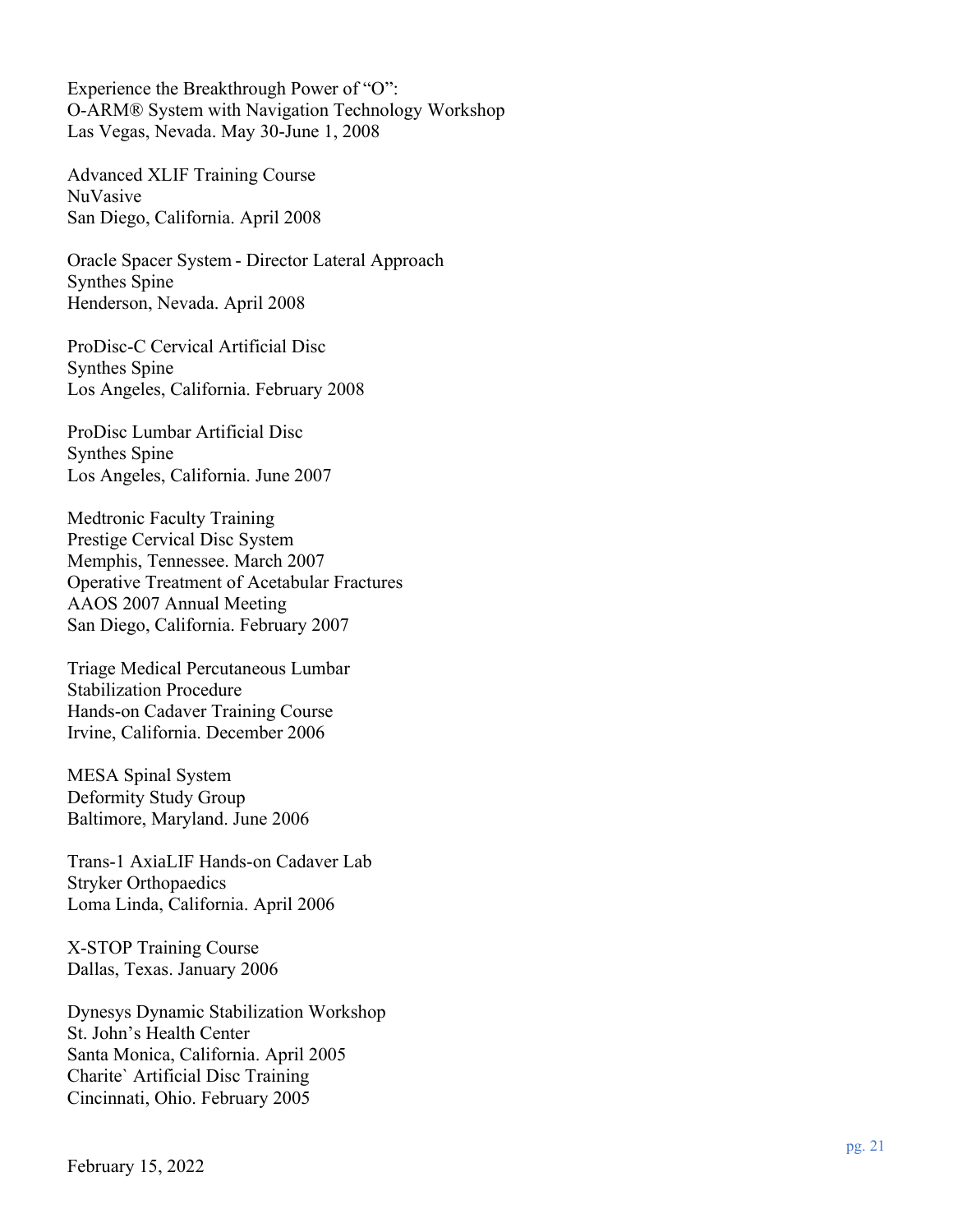Experience the Breakthrough Power of "O":
O-ARM® System with Navigation Technology Workshop
Las Vegas, Nevada. May 30-June 1, 2008

Advanced XLIF Training Course
NuVasive
San Diego, California. April 2008

Oracle Spacer System - Director Lateral Approach
Synthes Spine
Henderson, Nevada. April 2008

ProDisc-C Cervical Artificial Disc
Synthes Spine
Los Angeles, California. February 2008

ProDisc Lumbar Artificial Disc
Synthes Spine
Los Angeles, California. June 2007

Medtronic Faculty Training
Prestige Cervical Disc System
Memphis, Tennessee. March 2007
Operative Treatment of Acetabular Fractures
AAOS 2007 Annual Meeting
San Diego, California. February 2007

Triage Medical Percutaneous Lumbar
Stabilization Procedure
Hands-on Cadaver Training Course
Irvine, California. December 2006

MESA Spinal System
Deformity Study Group
Baltimore, Maryland. June 2006

Trans-1 AxiaLIF Hands-on Cadaver Lab
Stryker Orthopaedics
Loma Linda, California. April 2006

X-STOP Training Course
Dallas, Texas. January 2006

Dynesys Dynamic Stabilization Workshop
St. John's Health Center
Santa Monica, California. April 2005
Charite` Artificial Disc Training
Cincinnati, Ohio. February 2005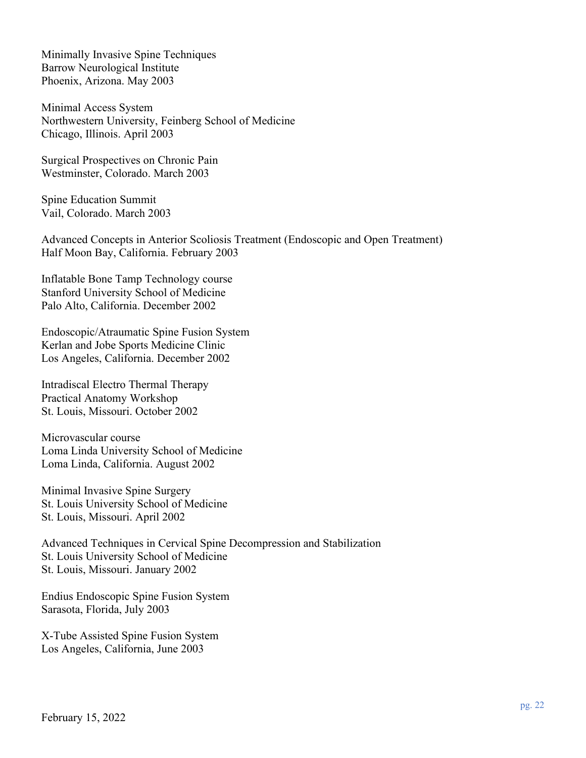Minimally Invasive Spine Techniques
Barrow Neurological Institute
Phoenix, Arizona. May 2003

Minimal Access System
Northwestern University, Feinberg School of Medicine
Chicago, Illinois. April 2003

Surgical Prospectives on Chronic Pain
Westminster, Colorado. March 2003

Spine Education Summit
Vail, Colorado. March 2003

Advanced Concepts in Anterior Scoliosis Treatment (Endoscopic and Open Treatment)
Half Moon Bay, California. February 2003

Inflatable Bone Tamp Technology course
Stanford University School of Medicine
Palo Alto, California. December 2002

Endoscopic/Atraumatic Spine Fusion System
Kerlan and Jobe Sports Medicine Clinic
Los Angeles, California. December 2002

Intradiscal Electro Thermal Therapy
Practical Anatomy Workshop
St. Louis, Missouri. October 2002

Microvascular course
Loma Linda University School of Medicine
Loma Linda, California. August 2002

Minimal Invasive Spine Surgery
St. Louis University School of Medicine
St. Louis, Missouri. April 2002

Advanced Techniques in Cervical Spine Decompression and Stabilization
St. Louis University School of Medicine
St. Louis, Missouri. January 2002

Endius Endoscopic Spine Fusion System
Sarasota, Florida, July 2003

X-Tube Assisted Spine Fusion System
Los Angeles, California, June 2003

February 15, 2022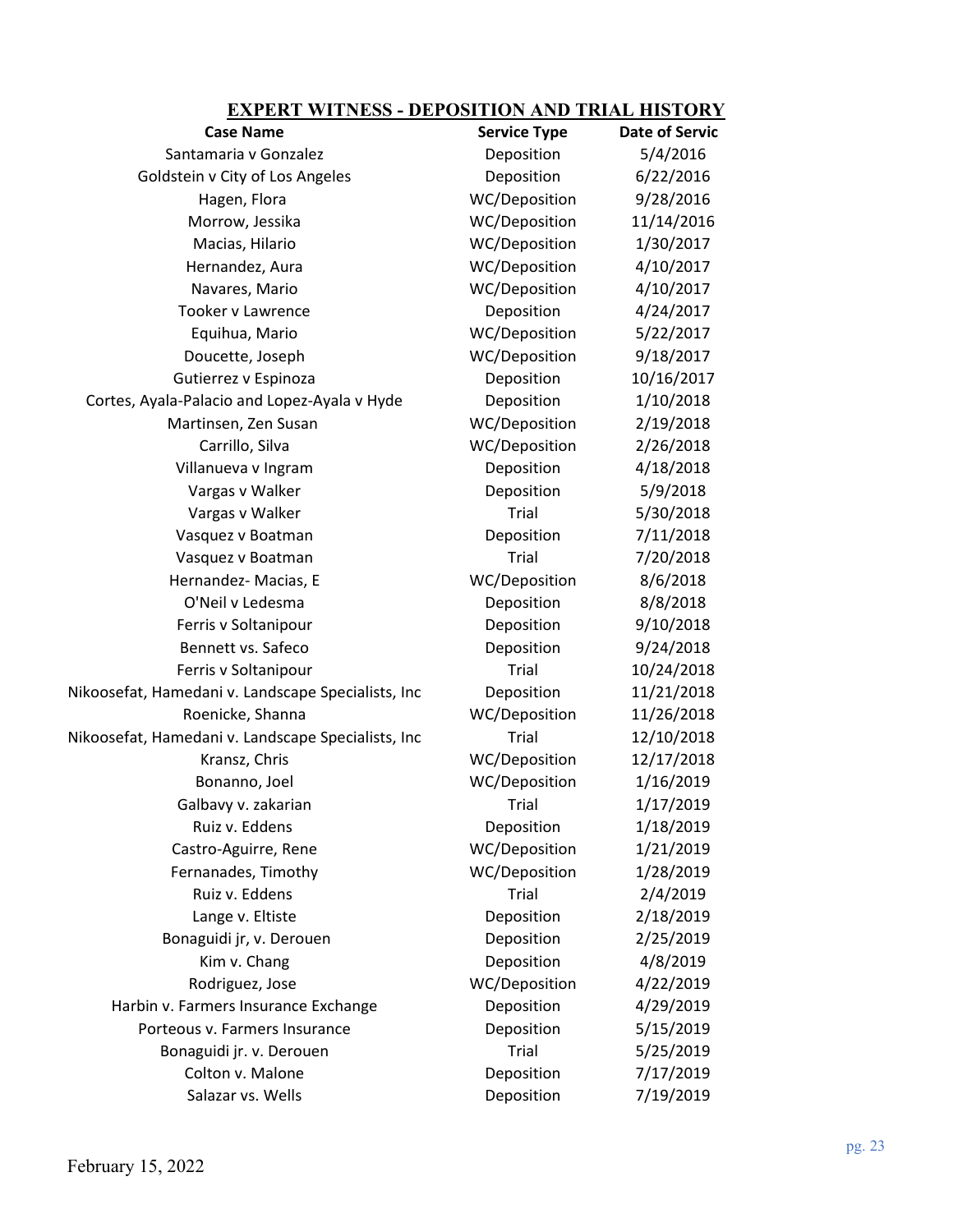## EXPERT WITNESS - DEPOSITION AND TRIAL HISTORY

| Case Name | Service Type | Date of Servic |
|---|---|---|
| Santamaria v Gonzalez | Deposition | 5/4/2016 |
| Goldstein v City of Los Angeles | Deposition | 6/22/2016 |
| Hagen, Flora | WC/Deposition | 9/28/2016 |
| Morrow, Jessika | WC/Deposition | 11/14/2016 |
| Macias, Hilario | WC/Deposition | 1/30/2017 |
| Hernandez, Aura | WC/Deposition | 4/10/2017 |
| Navares, Mario | WC/Deposition | 4/10/2017 |
| Tooker v Lawrence | Deposition | 4/24/2017 |
| Equihua, Mario | WC/Deposition | 5/22/2017 |
| Doucette, Joseph | WC/Deposition | 9/18/2017 |
| Gutierrez v Espinoza | Deposition | 10/16/2017 |
| Cortes, Ayala-Palacio and Lopez-Ayala v Hyde | Deposition | 1/10/2018 |
| Martinsen, Zen Susan | WC/Deposition | 2/19/2018 |
| Carrillo, Silva | WC/Deposition | 2/26/2018 |
| Villanueva v Ingram | Deposition | 4/18/2018 |
| Vargas v Walker | Deposition | 5/9/2018 |
| Vargas v Walker | Trial | 5/30/2018 |
| Vasquez v Boatman | Deposition | 7/11/2018 |
| Vasquez v Boatman | Trial | 7/20/2018 |
| Hernandez- Macias, E | WC/Deposition | 8/6/2018 |
| O'Neil v Ledesma | Deposition | 8/8/2018 |
| Ferris v Soltanipour | Deposition | 9/10/2018 |
| Bennett vs. Safeco | Deposition | 9/24/2018 |
| Ferris v Soltanipour | Trial | 10/24/2018 |
| Nikoosefat, Hamedani v. Landscape Specialists, Inc | Deposition | 11/21/2018 |
| Roenicke, Shanna | WC/Deposition | 11/26/2018 |
| Nikoosefat, Hamedani v. Landscape Specialists, Inc | Trial | 12/10/2018 |
| Kransz, Chris | WC/Deposition | 12/17/2018 |
| Bonanno, Joel | WC/Deposition | 1/16/2019 |
| Galbavy v. zakarian | Trial | 1/17/2019 |
| Ruiz v. Eddens | Deposition | 1/18/2019 |
| Castro-Aguirre, Rene | WC/Deposition | 1/21/2019 |
| Fernanades, Timothy | WC/Deposition | 1/28/2019 |
| Ruiz v. Eddens | Trial | 2/4/2019 |
| Lange v. Eltiste | Deposition | 2/18/2019 |
| Bonaguidi jr, v. Derouen | Deposition | 2/25/2019 |
| Kim v. Chang | Deposition | 4/8/2019 |
| Rodriguez, Jose | WC/Deposition | 4/22/2019 |
| Harbin v. Farmers Insurance Exchange | Deposition | 4/29/2019 |
| Porteous v. Farmers Insurance | Deposition | 5/15/2019 |
| Bonaguidi jr. v. Derouen | Trial | 5/25/2019 |
| Colton v. Malone | Deposition | 7/17/2019 |
| Salazar vs. Wells | Deposition | 7/19/2019 |

February 15, 2022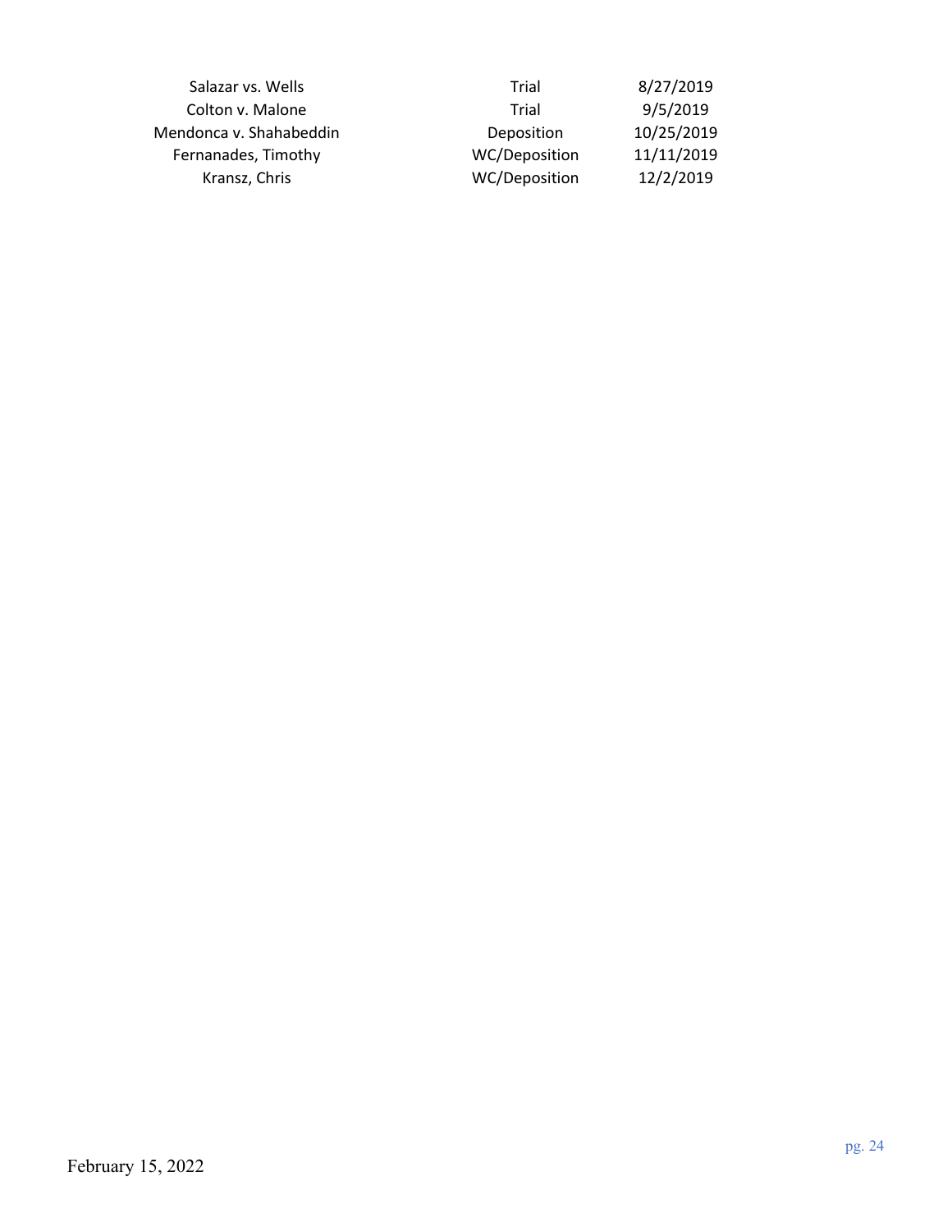| | | |
|---|---|---|
| Salazar vs. Wells | Trial | 8/27/2019 |
| Colton v. Malone | Trial | 9/5/2019 |
| Mendonca v. Shahabeddin | Deposition | 10/25/2019 |
| Fernanades, Timothy | WC/Deposition | 11/11/2019 |
| Kransz, Chris | WC/Deposition | 12/2/2019 |

February 15, 2022